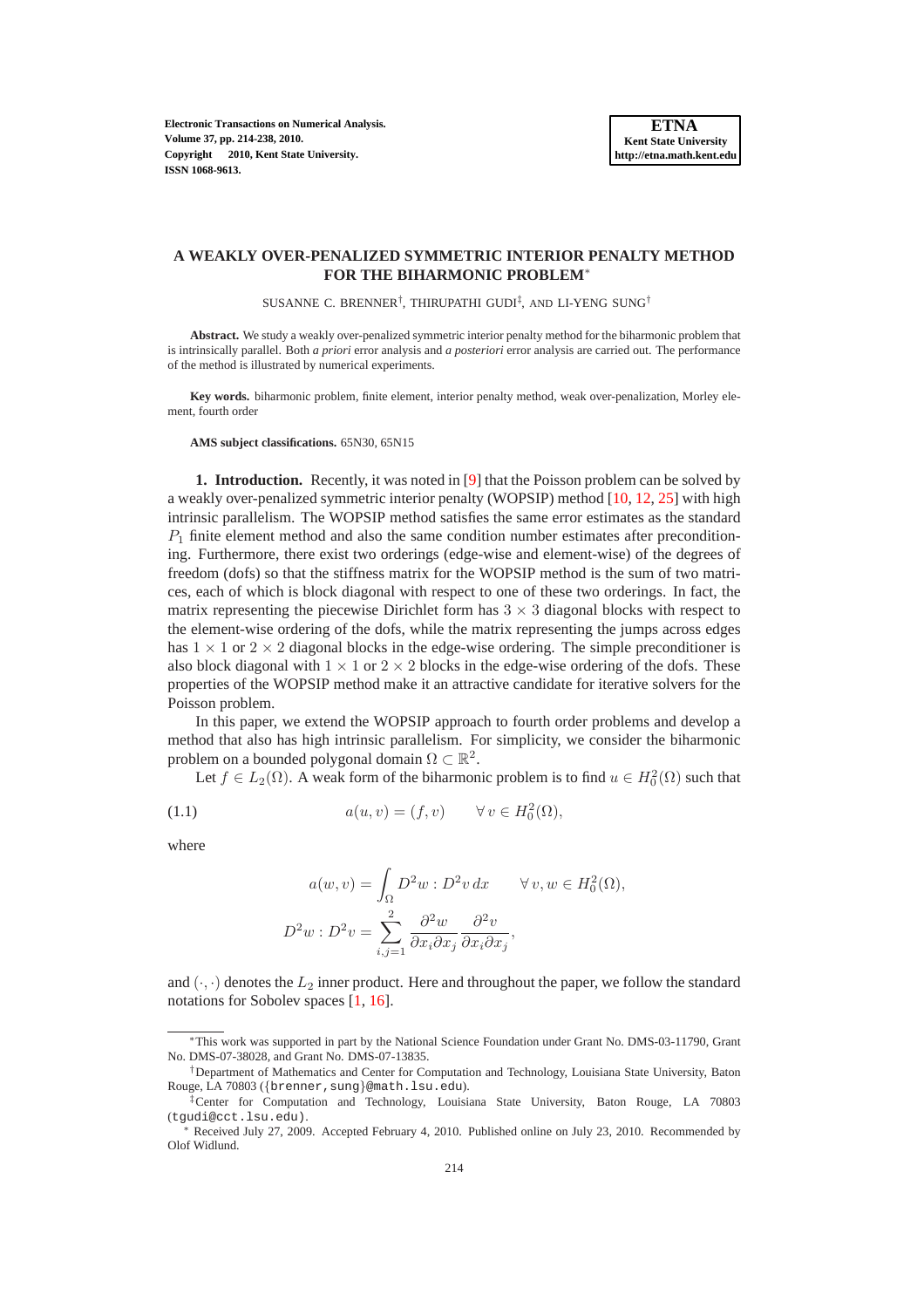# A WEAKLY OVER-PENALIZED SYMMETRIC INTERIOR PENALTY METHOD FOR THE BIHARMONIC PROBLEM*

SUSANNE C. BRENNER†, THIRUPATHI GUDI‡, AND LI-YENG SUNG†

**Abstract.** We study a weakly over-penalized symmetric interior penalty method for the biharmonic problem that is intrinsically parallel. Both *a priori* error analysis and *a posteriori* error analysis are carried out. The performance of the method is illustrated by numerical experiments.

**Key words.** biharmonic problem, finite element, interior penalty method, weak over-penalization, Morley element, fourth order

**AMS subject classifications.** 65N30, 65N15

**1. Introduction.** Recently, it was noted in [9] that the Poisson problem can be solved by a weakly over-penalized symmetric interior penalty (WOPSIP) method [10, 12, 25] with high intrinsic parallelism. The WOPSIP method satisfies the same error estimates as the standard $P_1$ finite element method and also the same condition number estimates after preconditioning. Furthermore, there exist two orderings (edge-wise and element-wise) of the degrees of freedom (dofs) so that the stiffness matrix for the WOPSIP method is the sum of two matrices, each of which is block diagonal with respect to one of these two orderings. In fact, the matrix representing the piecewise Dirichlet form has $3 \times 3$ diagonal blocks with respect to the element-wise ordering of the dofs, while the matrix representing the jumps across edges has $1 \times 1$ or $2 \times 2$ diagonal blocks in the edge-wise ordering. The simple preconditioner is also block diagonal with $1 \times 1$ or $2 \times 2$ blocks in the edge-wise ordering of the dofs. These properties of the WOPSIP method make it an attractive candidate for iterative solvers for the Poisson problem.

In this paper, we extend the WOPSIP approach to fourth order problems and develop a method that also has high intrinsic parallelism. For simplicity, we consider the biharmonic problem on a bounded polygonal domain $\Omega \subset \mathbb{R}^2$.

Let $f \in L_2(\Omega)$. A weak form of the biharmonic problem is to find $u \in H_0^2(\Omega)$ such that

$$a(u, v) = (f, v) \qquad \forall\, v \in H_0^2(\Omega), \tag{1.1}$$

where

$$a(w, v) = \int_\Omega D^2 w : D^2 v \, dx \qquad \forall\, v, w \in H_0^2(\Omega),$$

$$D^2 w : D^2 v = \sum_{i,j=1}^{2} \frac{\partial^2 w}{\partial x_i \partial x_j} \frac{\partial^2 v}{\partial x_i \partial x_j},$$

and $(\cdot, \cdot)$ denotes the $L_2$ inner product. Here and throughout the paper, we follow the standard notations for Sobolev spaces [1, 16].

---

*This work was supported in part by the National Science Foundation under Grant No. DMS-03-11790, Grant No. DMS-07-38028, and Grant No. DMS-07-13835.

†Department of Mathematics and Center for Computation and Technology, Louisiana State University, Baton Rouge, LA 70803 ({brenner,sung}@math.lsu.edu).

‡Center for Computation and Technology, Louisiana State University, Baton Rouge, LA 70803 (tgudi@cct.lsu.edu).

* Received July 27, 2009. Accepted February 4, 2010. Published online on July 23, 2010. Recommended by Olof Widlund.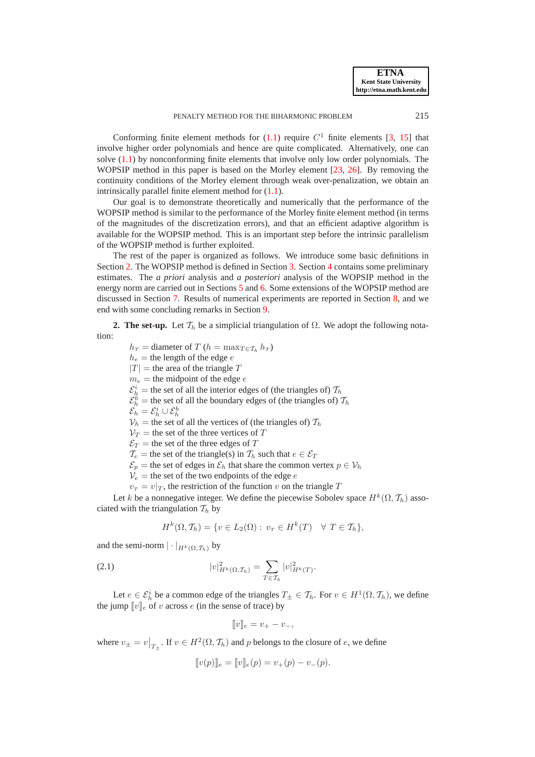Conforming finite element methods for (1.1) require $C^1$ finite elements [3, 15] that involve higher order polynomials and hence are quite complicated. Alternatively, one can solve (1.1) by nonconforming finite elements that involve only low order polynomials. The WOPSIP method in this paper is based on the Morley element [23, 26]. By removing the continuity conditions of the Morley element through weak over-penalization, we obtain an intrinsically parallel finite element method for (1.1).

Our goal is to demonstrate theoretically and numerically that the performance of the WOPSIP method is similar to the performance of the Morley finite element method (in terms of the magnitudes of the discretization errors), and that an efficient adaptive algorithm is available for the WOPSIP method. This is an important step before the intrinsic parallelism of the WOPSIP method is further exploited.

The rest of the paper is organized as follows. We introduce some basic definitions in Section 2. The WOPSIP method is defined in Section 3. Section 4 contains some preliminary estimates. The *a priori* analysis and *a posteriori* analysis of the WOPSIP method in the energy norm are carried out in Sections 5 and 6. Some extensions of the WOPSIP method are discussed in Section 7. Results of numerical experiments are reported in Section 8, and we end with some concluding remarks in Section 9.

**2. The set-up.** Let $\mathcal{T}_h$ be a simplicial triangulation of $\Omega$. We adopt the following notation:

$h_T =$ diameter of $T$ ($h = \max_{T\in\mathcal{T}_h} h_T$)
$h_e =$ the length of the edge $e$
$|T| =$ the area of the triangle $T$
$m_e =$ the midpoint of the edge $e$
$\mathcal{E}_h^i =$ the set of all the interior edges of (the triangles of) $\mathcal{T}_h$
$\mathcal{E}_h^b =$ the set of all the boundary edges of (the triangles of) $\mathcal{T}_h$
$\mathcal{E}_h = \mathcal{E}_h^i \cup \mathcal{E}_h^b$
$\mathcal{V}_h =$ the set of all the vertices of (the triangles of) $\mathcal{T}_h$
$\mathcal{V}_T =$ the set of the three vertices of $T$
$\mathcal{E}_T =$ the set of the three edges of $T$
$\mathcal{T}_e =$ the set of the triangle(s) in $\mathcal{T}_h$ such that $e \in \mathcal{E}_T$
$\mathcal{E}_p =$ the set of edges in $\mathcal{E}_h$ that share the common vertex $p \in \mathcal{V}_h$
$\mathcal{V}_e =$ the set of the two endpoints of the edge $e$
$v_T = v|_T$, the restriction of the function $v$ on the triangle $T$

Let $k$ be a nonnegative integer. We define the piecewise Sobolev space $H^k(\Omega, \mathcal{T}_h)$ associated with the triangulation $\mathcal{T}_h$ by

$$H^k(\Omega, \mathcal{T}_h) = \{v \in L_2(\Omega) : v_T \in H^k(T) \quad \forall\ T \in \mathcal{T}_h\},$$

and the semi-norm $|\cdot|_{H^k(\Omega,\mathcal{T}_h)}$ by

$$|v|^2_{H^k(\Omega,\mathcal{T}_h)} = \sum_{T\in\mathcal{T}_h} |v|^2_{H^k(T)}. \tag{2.1}$$

Let $e \in \mathcal{E}_h^i$ be a common edge of the triangles $T_\pm \in \mathcal{T}_h$. For $v \in H^1(\Omega, \mathcal{T}_h)$, we define the jump $[\![v]\!]_e$ of $v$ across $e$ (in the sense of trace) by

$$[\![v]\!]_e = v_+ - v_-,$$

where $v_\pm = v\big|_{T_\pm}$. If $v \in H^2(\Omega, \mathcal{T}_h)$ and $p$ belongs to the closure of $e$, we define

$$[\![v(p)]\!]_e = [\![v]\!]_e(p) = v_+(p) - v_-(p).$$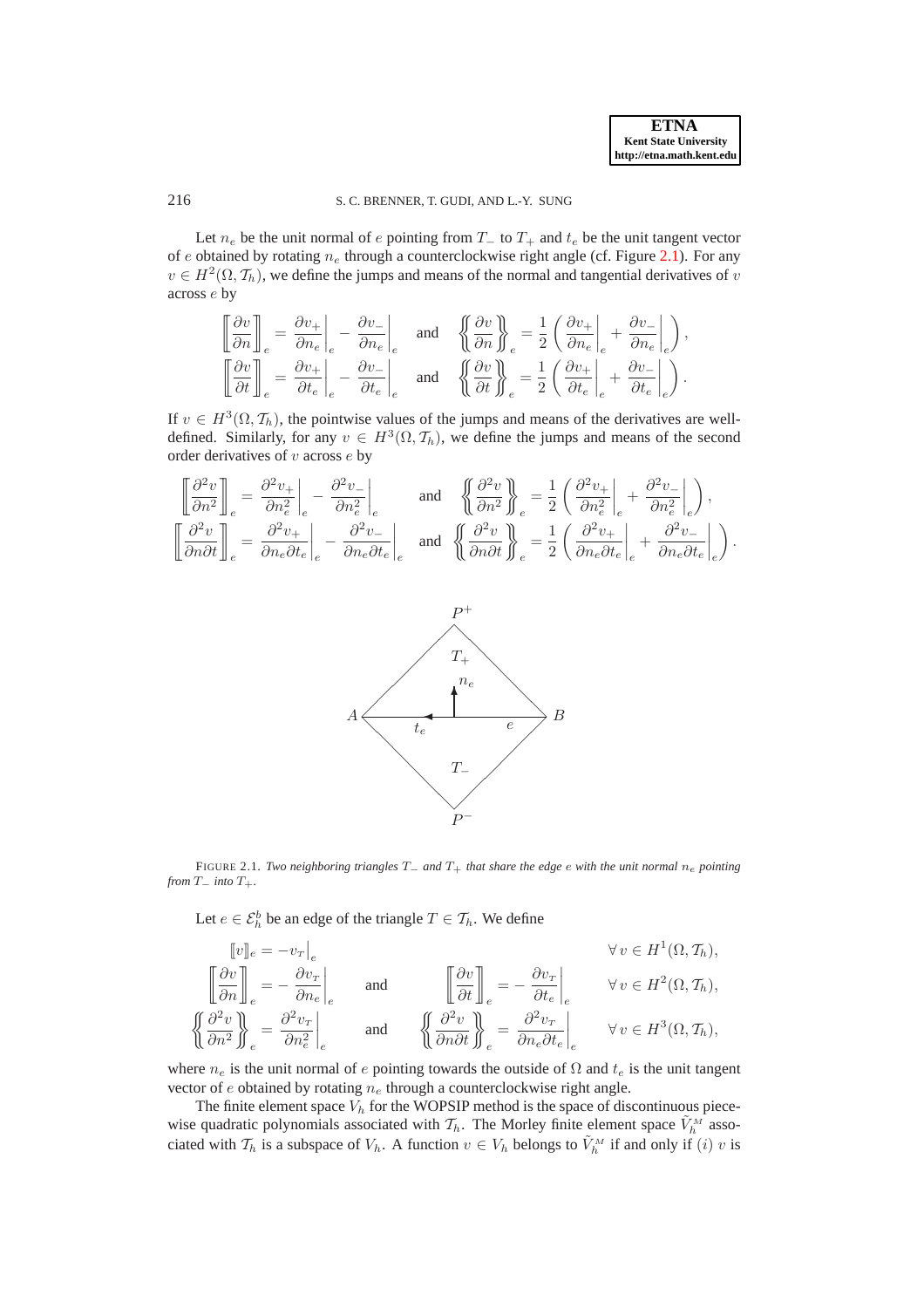Let $n_e$ be the unit normal of $e$ pointing from $T_-$ to $T_+$ and $t_e$ be the unit tangent vector of $e$ obtained by rotating $n_e$ through a counterclockwise right angle (cf. Figure 2.1). For any $v \in H^2(\Omega, \mathcal{T}_h)$, we define the jumps and means of the normal and tangential derivatives of $v$ across $e$ by

$$
\left[\!\!\left[\frac{\partial v}{\partial n}\right]\!\!\right]_e = \frac{\partial v_+}{\partial n_e}\bigg|_e - \frac{\partial v_-}{\partial n_e}\bigg|_e \quad \text{and} \quad \left\{\!\!\left\{\frac{\partial v}{\partial n}\right\}\!\!\right\}_e = \frac{1}{2}\left(\frac{\partial v_+}{\partial n_e}\bigg|_e + \frac{\partial v_-}{\partial n_e}\bigg|_e\right),
$$
$$
\left[\!\!\left[\frac{\partial v}{\partial t}\right]\!\!\right]_e = \frac{\partial v_+}{\partial t_e}\bigg|_e - \frac{\partial v_-}{\partial t_e}\bigg|_e \quad \text{and} \quad \left\{\!\!\left\{\frac{\partial v}{\partial t}\right\}\!\!\right\}_e = \frac{1}{2}\left(\frac{\partial v_+}{\partial t_e}\bigg|_e + \frac{\partial v_-}{\partial t_e}\bigg|_e\right).
$$

If $v \in H^3(\Omega, \mathcal{T}_h)$, the pointwise values of the jumps and means of the derivatives are well-defined. Similarly, for any $v \in H^3(\Omega, \mathcal{T}_h)$, we define the jumps and means of the second order derivatives of $v$ across $e$ by

$$
\left[\!\!\left[\frac{\partial^2 v}{\partial n^2}\right]\!\!\right]_e = \frac{\partial^2 v_+}{\partial n_e^2}\bigg|_e - \frac{\partial^2 v_-}{\partial n_e^2}\bigg|_e \quad \text{and} \quad \left\{\!\!\left\{\frac{\partial^2 v}{\partial n^2}\right\}\!\!\right\}_e = \frac{1}{2}\left(\frac{\partial^2 v_+}{\partial n_e^2}\bigg|_e + \frac{\partial^2 v_-}{\partial n_e^2}\bigg|_e\right),
$$
$$
\left[\!\!\left[\frac{\partial^2 v}{\partial n \partial t}\right]\!\!\right]_e = \frac{\partial^2 v_+}{\partial n_e \partial t_e}\bigg|_e - \frac{\partial^2 v_-}{\partial n_e \partial t_e}\bigg|_e \quad \text{and} \quad \left\{\!\!\left\{\frac{\partial^2 v}{\partial n \partial t}\right\}\!\!\right\}_e = \frac{1}{2}\left(\frac{\partial^2 v_+}{\partial n_e \partial t_e}\bigg|_e + \frac{\partial^2 v_-}{\partial n_e \partial t_e}\bigg|_e\right).
$$

FIGURE 2.1. *Two neighboring triangles $T_-$ and $T_+$ that share the edge $e$ with the unit normal $n_e$ pointing from $T_-$ into $T_+$.*

Let $e \in \mathcal{E}_h^b$ be an edge of the triangle $T \in \mathcal{T}_h$. We define

$$
[\![v]\!]_e = -v_T\big|_e \qquad \forall\, v \in H^1(\Omega, \mathcal{T}_h),
$$
$$
\left[\!\!\left[\frac{\partial v}{\partial n}\right]\!\!\right]_e = -\frac{\partial v_T}{\partial n_e}\bigg|_e \quad \text{and} \quad \left[\!\!\left[\frac{\partial v}{\partial t}\right]\!\!\right]_e = -\frac{\partial v_T}{\partial t_e}\bigg|_e \qquad \forall\, v \in H^2(\Omega, \mathcal{T}_h),
$$
$$
\left\{\!\!\left\{\frac{\partial^2 v}{\partial n^2}\right\}\!\!\right\}_e = \frac{\partial^2 v_T}{\partial n_e^2}\bigg|_e \quad \text{and} \quad \left\{\!\!\left\{\frac{\partial^2 v}{\partial n \partial t}\right\}\!\!\right\}_e = \frac{\partial^2 v_T}{\partial n_e \partial t_e}\bigg|_e \qquad \forall\, v \in H^3(\Omega, \mathcal{T}_h),
$$

where $n_e$ is the unit normal of $e$ pointing towards the outside of $\Omega$ and $t_e$ is the unit tangent vector of $e$ obtained by rotating $n_e$ through a counterclockwise right angle.

The finite element space $V_h$ for the WOPSIP method is the space of discontinuous piecewise quadratic polynomials associated with $\mathcal{T}_h$. The Morley finite element space $\tilde{V}_h^M$ associated with $\mathcal{T}_h$ is a subspace of $V_h$. A function $v \in V_h$ belongs to $\tilde{V}_h^M$ if and only if $(i)$ $v$ is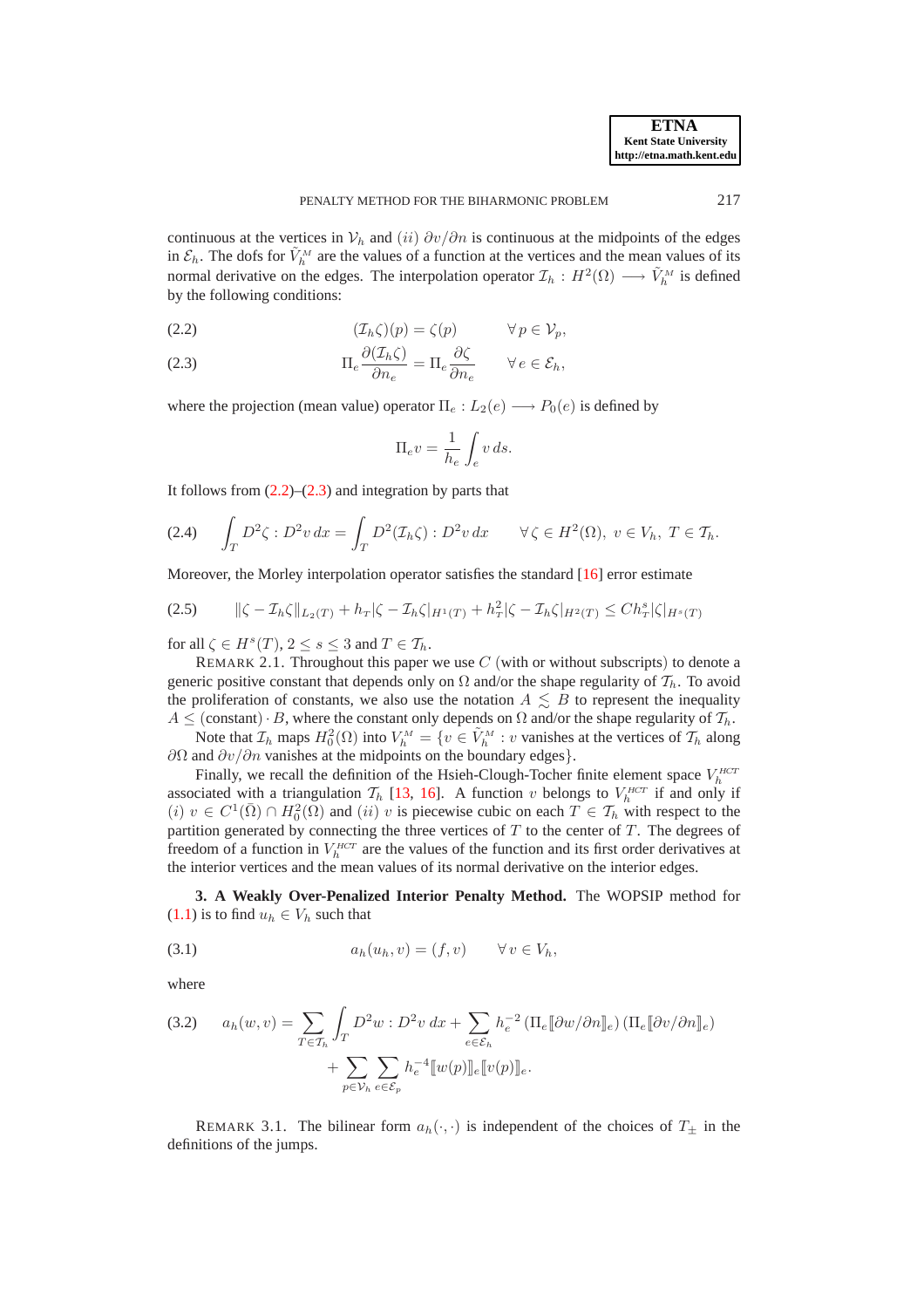continuous at the vertices in $\mathcal{V}_h$ and $(ii)$ $\partial v/\partial n$ is continuous at the midpoints of the edges in $\mathcal{E}_h$. The dofs for $\tilde{V}_h^M$ are the values of a function at the vertices and the mean values of its normal derivative on the edges. The interpolation operator $\mathcal{I}_h : H^2(\Omega) \longrightarrow \tilde{V}_h^M$ is defined by the following conditions:

$$
(\mathcal{I}_h\zeta)(p) = \zeta(p) \qquad \forall\, p \in \mathcal{V}_p, \tag{2.2}
$$

$$
\Pi_e \frac{\partial(\mathcal{I}_h\zeta)}{\partial n_e} = \Pi_e \frac{\partial \zeta}{\partial n_e} \qquad \forall\, e \in \mathcal{E}_h, \tag{2.3}
$$

where the projection (mean value) operator $\Pi_e : L_2(e) \longrightarrow P_0(e)$ is defined by

$$
\Pi_e v = \frac{1}{h_e}\int_e v\, ds.
$$

It follows from (2.2)–(2.3) and integration by parts that

$$
\int_T D^2\zeta : D^2 v\, dx = \int_T D^2(\mathcal{I}_h\zeta) : D^2 v\, dx \qquad \forall\, \zeta \in H^2(\Omega),\ v \in V_h,\ T \in \mathcal{T}_h. \tag{2.4}
$$

Moreover, the Morley interpolation operator satisfies the standard [16] error estimate

$$
\|\zeta - \mathcal{I}_h\zeta\|_{L_2(T)} + h_T|\zeta - \mathcal{I}_h\zeta|_{H^1(T)} + h_T^2|\zeta - \mathcal{I}_h\zeta|_{H^2(T)} \le C h_T^s |\zeta|_{H^s(T)} \tag{2.5}
$$

for all $\zeta \in H^s(T)$, $2 \le s \le 3$ and $T \in \mathcal{T}_h$.

REMARK 2.1. Throughout this paper we use $C$ (with or without subscripts) to denote a generic positive constant that depends only on $\Omega$ and/or the shape regularity of $\mathcal{T}_h$. To avoid the proliferation of constants, we also use the notation $A \lesssim B$ to represent the inequality $A \le (\text{constant}) \cdot B$, where the constant only depends on $\Omega$ and/or the shape regularity of $\mathcal{T}_h$.

Note that $\mathcal{I}_h$ maps $H_0^2(\Omega)$ into $V_h^M = \{v \in \tilde{V}_h^M : v$ vanishes at the vertices of $\mathcal{T}_h$ along $\partial\Omega$ and $\partial v/\partial n$ vanishes at the midpoints on the boundary edges$\}$.

Finally, we recall the definition of the Hsieh-Clough-Tocher finite element space $V_h^{HCT}$ associated with a triangulation $\mathcal{T}_h$ [13, 16]. A function $v$ belongs to $V_h^{HCT}$ if and only if $(i)$ $v \in C^1(\bar{\Omega}) \cap H_0^2(\Omega)$ and $(ii)$ $v$ is piecewise cubic on each $T \in \mathcal{T}_h$ with respect to the partition generated by connecting the three vertices of $T$ to the center of $T$. The degrees of freedom of a function in $V_h^{HCT}$ are the values of the function and its first order derivatives at the interior vertices and the mean values of its normal derivative on the interior edges.

## 3. A Weakly Over-Penalized Interior Penalty Method.

The WOPSIP method for (1.1) is to find $u_h \in V_h$ such that

$$
a_h(u_h, v) = (f, v) \qquad \forall\, v \in V_h, \tag{3.1}
$$

where

$$
\begin{aligned}
a_h(w, v) = \sum_{T\in\mathcal{T}_h}\int_T D^2 w : D^2 v\, dx + \sum_{e\in\mathcal{E}_h} h_e^{-2}\left(\Pi_e[\![\partial w/\partial n]\!]_e\right)\left(\Pi_e[\![\partial v/\partial n]\!]_e\right) \\
+ \sum_{p\in\mathcal{V}_h}\sum_{e\in\mathcal{E}_p} h_e^{-4}[\![w(p)]\!]_e[\![v(p)]\!]_e.
\end{aligned} \tag{3.2}
$$

REMARK 3.1. The bilinear form $a_h(\cdot,\cdot)$ is independent of the choices of $T_\pm$ in the definitions of the jumps.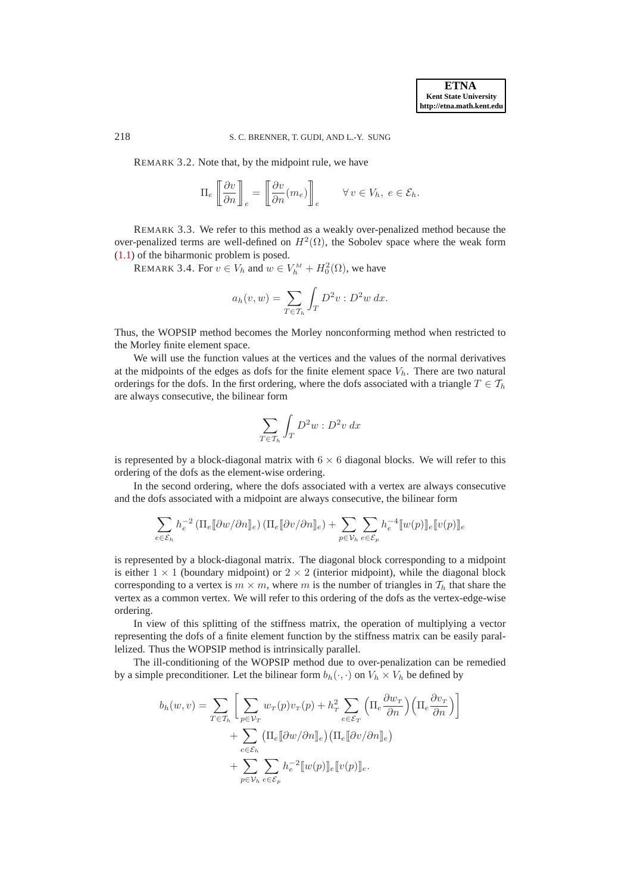REMARK 3.2. Note that, by the midpoint rule, we have

$$\Pi_e \left[\!\left[ \frac{\partial v}{\partial n} \right]\!\right]_e = \left[\!\left[ \frac{\partial v}{\partial n}(m_e) \right]\!\right]_e \qquad \forall\, v \in V_h,\ e \in \mathcal{E}_h.$$

REMARK 3.3. We refer to this method as a weakly over-penalized method because the over-penalized terms are well-defined on $H^2(\Omega)$, the Sobolev space where the weak form (1.1) of the biharmonic problem is posed.

REMARK 3.4. For $v \in V_h$ and $w \in V_h^M + H_0^2(\Omega)$, we have

$$a_h(v,w) = \sum_{T \in \mathcal{T}_h} \int_T D^2 v : D^2 w \, dx.$$

Thus, the WOPSIP method becomes the Morley nonconforming method when restricted to the Morley finite element space.

We will use the function values at the vertices and the values of the normal derivatives at the midpoints of the edges as dofs for the finite element space $V_h$. There are two natural orderings for the dofs. In the first ordering, where the dofs associated with a triangle $T \in \mathcal{T}_h$ are always consecutive, the bilinear form

$$\sum_{T \in \mathcal{T}_h} \int_T D^2 w : D^2 v \, dx$$

is represented by a block-diagonal matrix with $6 \times 6$ diagonal blocks. We will refer to this ordering of the dofs as the element-wise ordering.

In the second ordering, where the dofs associated with a vertex are always consecutive and the dofs associated with a midpoint are always consecutive, the bilinear form

$$\sum_{e \in \mathcal{E}_h} h_e^{-2} \left( \Pi_e [\![ \partial w / \partial n ]\!]_e \right) \left( \Pi_e [\![ \partial v / \partial n ]\!]_e \right) + \sum_{p \in \mathcal{V}_h} \sum_{e \in \mathcal{E}_p} h_e^{-4} [\![ w(p) ]\!]_e [\![ v(p) ]\!]_e$$

is represented by a block-diagonal matrix. The diagonal block corresponding to a midpoint is either $1 \times 1$ (boundary midpoint) or $2 \times 2$ (interior midpoint), while the diagonal block corresponding to a vertex is $m \times m$, where $m$ is the number of triangles in $\mathcal{T}_h$ that share the vertex as a common vertex. We will refer to this ordering of the dofs as the vertex-edge-wise ordering.

In view of this splitting of the stiffness matrix, the operation of multiplying a vector representing the dofs of a finite element function by the stiffness matrix can be easily parallelized. Thus the WOPSIP method is intrinsically parallel.

The ill-conditioning of the WOPSIP method due to over-penalization can be remedied by a simple preconditioner. Let the bilinear form $b_h(\cdot,\cdot)$ on $V_h \times V_h$ be defined by

$$\begin{aligned} b_h(w,v) = \sum_{T \in \mathcal{T}_h} \Big[ \sum_{p \in \mathcal{V}_T} w_T(p) v_T(p) + h_T^2 \sum_{e \in \mathcal{E}_T} \Big( \Pi_e \frac{\partial w_T}{\partial n} \Big) \Big( \Pi_e \frac{\partial v_T}{\partial n} \Big) \Big] \\ + \sum_{e \in \mathcal{E}_h} \big( \Pi_e [\![ \partial w / \partial n ]\!]_e \big) \big( \Pi_e [\![ \partial v / \partial n ]\!]_e \big) \\ + \sum_{p \in \mathcal{V}_h} \sum_{e \in \mathcal{E}_p} h_e^{-2} [\![ w(p) ]\!]_e [\![ v(p) ]\!]_e. \end{aligned}$$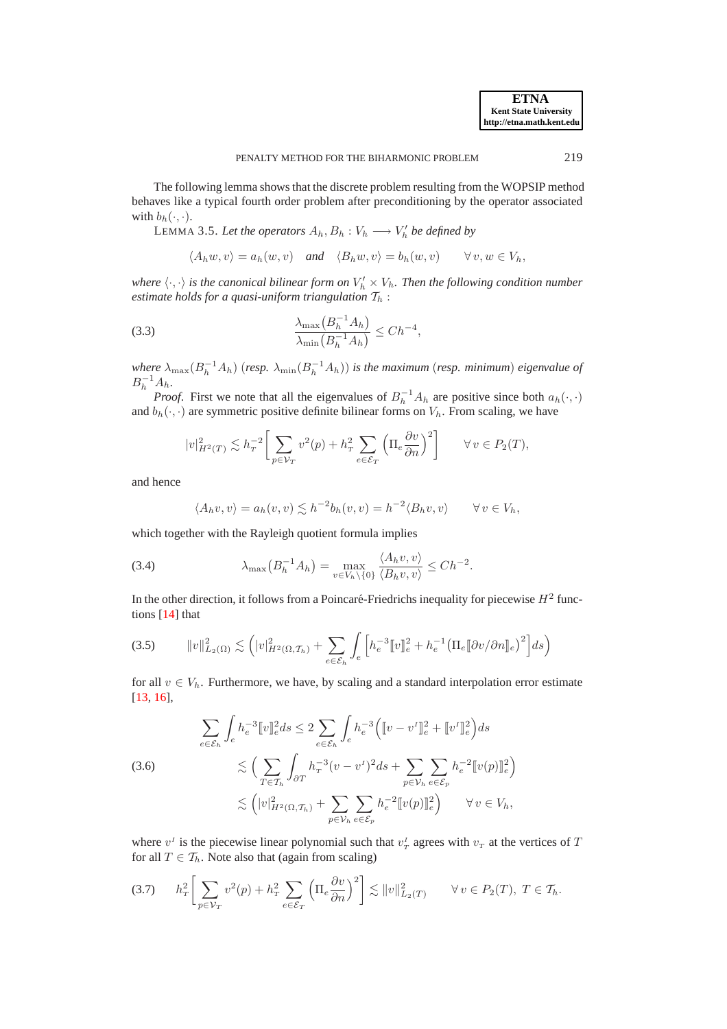The following lemma shows that the discrete problem resulting from the WOPSIP method behaves like a typical fourth order problem after preconditioning by the operator associated with $b_h(\cdot,\cdot)$.

LEMMA 3.5. *Let the operators $A_h, B_h : V_h \longrightarrow V_h'$ be defined by*

$$\langle A_h w, v\rangle = a_h(w,v) \quad \textit{and} \quad \langle B_h w, v\rangle = b_h(w,v) \qquad \forall\, v, w \in V_h,$$

*where $\langle\cdot,\cdot\rangle$ is the canonical bilinear form on $V_h' \times V_h$. Then the following condition number estimate holds for a quasi-uniform triangulation $\mathcal{T}_h$ :*

$$\frac{\lambda_{\max}\big(B_h^{-1}A_h\big)}{\lambda_{\min}\big(B_h^{-1}A_h\big)} \le Ch^{-4}, \tag{3.3}$$

*where $\lambda_{\max}(B_h^{-1}A_h)$ (resp. $\lambda_{\min}(B_h^{-1}A_h)$) is the maximum (resp. minimum) eigenvalue of $B_h^{-1}A_h$.*

*Proof*. First we note that all the eigenvalues of $B_h^{-1}A_h$ are positive since both $a_h(\cdot,\cdot)$ and $b_h(\cdot,\cdot)$ are symmetric positive definite bilinear forms on $V_h$. From scaling, we have

$$|v|^2_{H^2(T)} \lesssim h_T^{-2}\bigg[\sum_{p\in\mathcal{V}_T} v^2(p) + h_T^2 \sum_{e\in\mathcal{E}_T}\Big(\Pi_e \frac{\partial v}{\partial n}\Big)^2\bigg] \qquad \forall\, v \in P_2(T),$$

and hence

$$\langle A_h v, v\rangle = a_h(v,v) \lesssim h^{-2} b_h(v,v) = h^{-2}\langle B_h v, v\rangle \qquad \forall\, v \in V_h,$$

which together with the Rayleigh quotient formula implies

$$\lambda_{\max}\big(B_h^{-1}A_h\big) = \max_{v\in V_h\setminus\{0\}} \frac{\langle A_h v, v\rangle}{\langle B_h v, v\rangle} \le Ch^{-2}. \tag{3.4}$$

In the other direction, it follows from a Poincaré-Friedrichs inequality for piecewise $H^2$ functions [14] that

$$\|v\|^2_{L_2(\Omega)} \lesssim \Big(|v|^2_{H^2(\Omega,\mathcal{T}_h)} + \sum_{e\in\mathcal{E}_h}\int_e \Big[h_e^{-3}[\![v]\!]_e^2 + h_e^{-1}\big(\Pi_e[\![\partial v/\partial n]\!]_e\big)^2\Big]ds\Big) \tag{3.5}$$

for all $v \in V_h$. Furthermore, we have, by scaling and a standard interpolation error estimate [13, 16],

$$\begin{aligned}
\sum_{e\in\mathcal{E}_h}\int_e h_e^{-3}[\![v]\!]_e^2 ds &\le 2\sum_{e\in\mathcal{E}_h}\int_e h_e^{-3}\Big([\![v-v^I]\!]_e^2 + [\![v^I]\!]_e^2\Big)ds \\
&\lesssim \Big(\sum_{T\in\mathcal{T}_h}\int_{\partial T} h_T^{-3}(v-v^I)^2 ds + \sum_{p\in\mathcal{V}_h}\sum_{e\in\mathcal{E}_p} h_e^{-2}[\![v(p)]\!]_e^2\Big) \\
&\lesssim \Big(|v|^2_{H^2(\Omega,\mathcal{T}_h)} + \sum_{p\in\mathcal{V}_h}\sum_{e\in\mathcal{E}_p} h_e^{-2}[\![v(p)]\!]_e^2\Big) \qquad \forall\, v \in V_h,
\end{aligned} \tag{3.6}$$

where $v^I$ is the piecewise linear polynomial such that $v^I_T$ agrees with $v_T$ at the vertices of $T$ for all $T \in \mathcal{T}_h$. Note also that (again from scaling)

$$h_T^2\bigg[\sum_{p\in\mathcal{V}_T} v^2(p) + h_T^2\sum_{e\in\mathcal{E}_T}\Big(\Pi_e\frac{\partial v}{\partial n}\Big)^2\bigg] \lesssim \|v\|^2_{L_2(T)} \qquad \forall\, v \in P_2(T),\ T\in\mathcal{T}_h. \tag{3.7}$$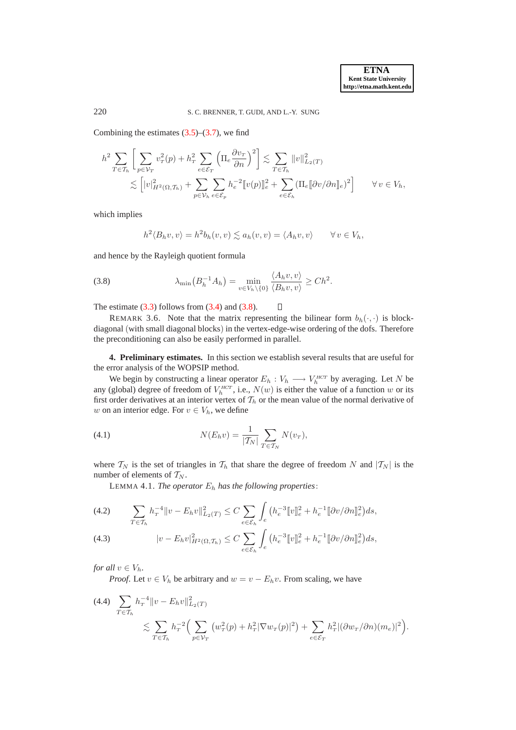Combining the estimates (3.5)–(3.7), we find

$$h^2 \sum_{T\in\mathcal{T}_h} \Big[ \sum_{p\in\mathcal{V}_T} v_T^2(p) + h_T^2 \sum_{e\in\mathcal{E}_T} \Big(\Pi_e \frac{\partial v_T}{\partial n}\Big)^2 \Big] \lesssim \sum_{T\in\mathcal{T}_h} \|v\|^2_{L_2(T)}$$
$$\lesssim \Big[ |v|^2_{H^2(\Omega,\mathcal{T}_h)} + \sum_{p\in\mathcal{V}_h}\sum_{e\in\mathcal{E}_p} h_e^{-2} [\![v(p)]\!]_e^2 + \sum_{e\in\mathcal{E}_h} (\Pi_e [\![\partial v/\partial n]\!]_e)^2 \Big] \qquad \forall\, v\in V_h,$$

which implies

$$h^2\langle B_h v, v\rangle = h^2 b_h(v,v) \lesssim a_h(v,v) = \langle A_h v, v\rangle \qquad \forall\, v \in V_h,$$

and hence by the Rayleigh quotient formula

$$\lambda_{\min}(B_h^{-1}A_h) = \min_{v\in V_h\setminus\{0\}} \frac{\langle A_h v, v\rangle}{\langle B_h v, v\rangle} \geq Ch^2. \tag{3.8}$$

The estimate (3.3) follows from (3.4) and (3.8). $\square$

REMARK 3.6. Note that the matrix representing the bilinear form $b_h(\cdot,\cdot)$ is block-diagonal (with small diagonal blocks) in the vertex-edge-wise ordering of the dofs. Therefore the preconditioning can also be easily performed in parallel.

## 4. Preliminary estimates.

In this section we establish several results that are useful for the error analysis of the WOPSIP method.

We begin by constructing a linear operator $E_h : V_h \longrightarrow V_h^{HCT}$ by averaging. Let $N$ be any (global) degree of freedom of $V_h^{HCT}$, i.e., $N(w)$ is either the value of a function $w$ or its first order derivatives at an interior vertex of $\mathcal{T}_h$ or the mean value of the normal derivative of $w$ on an interior edge. For $v \in V_h$, we define

$$N(E_h v) = \frac{1}{|\mathcal{T}_N|} \sum_{T\in\mathcal{T}_N} N(v_T), \tag{4.1}$$

where $\mathcal{T}_N$ is the set of triangles in $\mathcal{T}_h$ that share the degree of freedom $N$ and $|\mathcal{T}_N|$ is the number of elements of $\mathcal{T}_N$.

LEMMA 4.1. *The operator $E_h$ has the following properties:*

$$\sum_{T\in\mathcal{T}_h} h_T^{-4}\|v - E_h v\|^2_{L_2(T)} \leq C \sum_{e\in\mathcal{E}_h} \int_e \big(h_e^{-3}[\![v]\!]_e^2 + h_e^{-1}[\![\partial v/\partial n]\!]_e^2\big)ds, \tag{4.2}$$

$$|v - E_h v|^2_{H^2(\Omega,\mathcal{T}_h)} \leq C \sum_{e\in\mathcal{E}_h} \int_e \big(h_e^{-3}[\![v]\!]_e^2 + h_e^{-1}[\![\partial v/\partial n]\!]_e^2\big)ds, \tag{4.3}$$

*for all $v \in V_h$.*

*Proof.* Let $v \in V_h$ be arbitrary and $w = v - E_h v$. From scaling, we have

$$\sum_{T\in\mathcal{T}_h} h_T^{-4}\|v - E_h v\|^2_{L_2(T)} \lesssim \sum_{T\in\mathcal{T}_h} h_T^{-2}\Big( \sum_{p\in\mathcal{V}_T} \big(w_T^2(p) + h_T^2|\nabla w_T(p)|^2\big) + \sum_{e\in\mathcal{E}_T} h_T^2 |(\partial w_T/\partial n)(m_e)|^2\Big). \tag{4.4}$$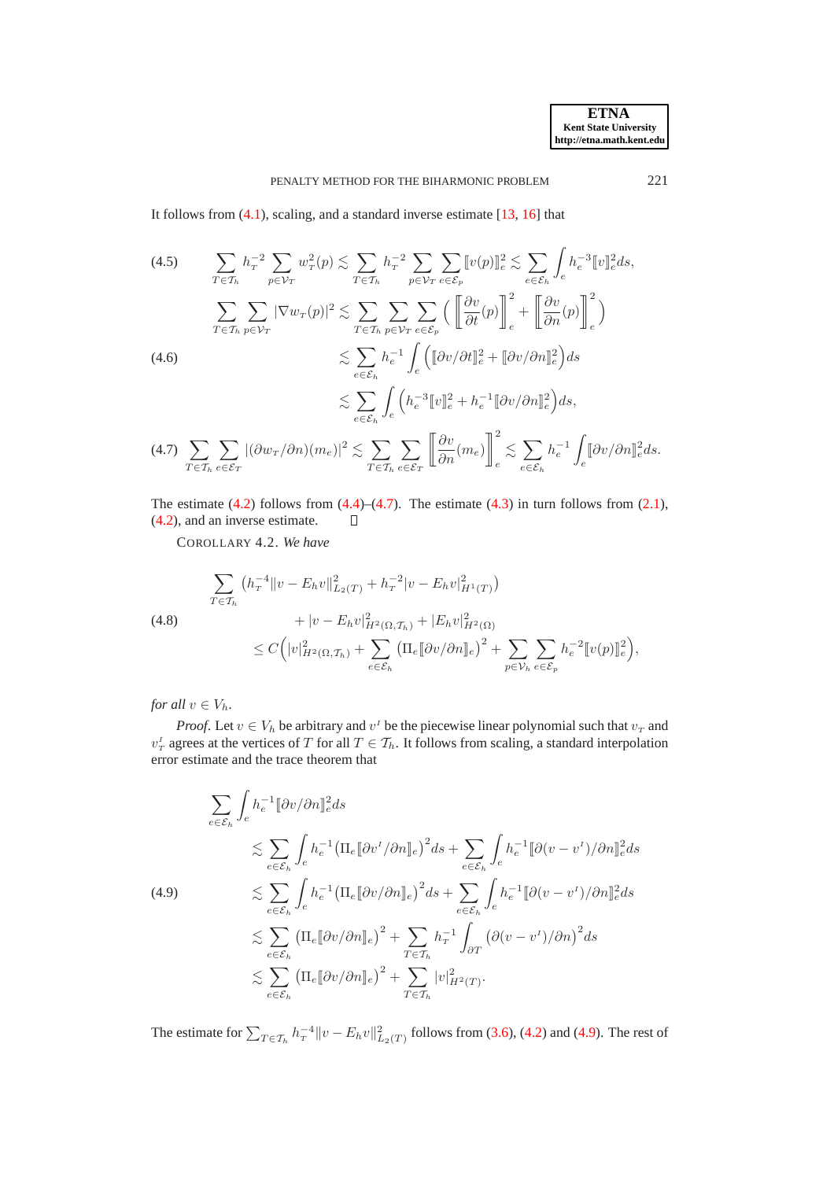It follows from (4.1), scaling, and a standard inverse estimate [13, 16] that

$$\sum_{T\in\mathcal{T}_h} h_T^{-2} \sum_{p\in\mathcal{V}_T} w_T^2(p) \lesssim \sum_{T\in\mathcal{T}_h} h_T^{-2} \sum_{p\in\mathcal{V}_T} \sum_{e\in\mathcal{E}_p} [\![v(p)]\!]_e^2 \lesssim \sum_{e\in\mathcal{E}_h} \int_e h_e^{-3} [\![v]\!]_e^2 ds, \tag{4.5}$$

$$\begin{aligned} \sum_{T\in\mathcal{T}_h} \sum_{p\in\mathcal{V}_T} |\nabla w_T(p)|^2 &\lesssim \sum_{T\in\mathcal{T}_h} \sum_{p\in\mathcal{V}_T} \sum_{e\in\mathcal{E}_p} \Big( \Big[\!\!\Big[\frac{\partial v}{\partial t}(p)\Big]\!\!\Big]_e^2 + \Big[\!\!\Big[\frac{\partial v}{\partial n}(p)\Big]\!\!\Big]_e^2 \Big) \\ &\lesssim \sum_{e\in\mathcal{E}_h} h_e^{-1} \int_e \Big( [\![\partial v/\partial t]\!]_e^2 + [\![\partial v/\partial n]\!]_e^2 \Big) ds \\ &\lesssim \sum_{e\in\mathcal{E}_h} \int_e \Big( h_e^{-3} [\![v]\!]_e^2 + h_e^{-1} [\![\partial v/\partial n]\!]_e^2 \Big) ds, \end{aligned} \tag{4.6}$$

$$\sum_{T\in\mathcal{T}_h} \sum_{e\in\mathcal{E}_T} |(\partial w_T/\partial n)(m_e)|^2 \lesssim \sum_{T\in\mathcal{T}_h} \sum_{e\in\mathcal{E}_T} \Big[\!\!\Big[\frac{\partial v}{\partial n}(m_e)\Big]\!\!\Big]_e^2 \lesssim \sum_{e\in\mathcal{E}_h} h_e^{-1} \int_e [\![\partial v/\partial n]\!]_e^2 ds. \tag{4.7}$$

The estimate (4.2) follows from (4.4)–(4.7). The estimate (4.3) in turn follows from (2.1), (4.2), and an inverse estimate. $\square$

COROLLARY 4.2. *We have*

$$\begin{aligned} &\sum_{T\in\mathcal{T}_h} \big( h_T^{-4} \|v - E_h v\|_{L_2(T)}^2 + h_T^{-2} |v - E_h v|_{H^1(T)}^2 \big) \\ &\qquad + |v - E_h v|_{H^2(\Omega,\mathcal{T}_h)}^2 + |E_h v|_{H^2(\Omega)}^2 \\ &\qquad \le C \Big( |v|_{H^2(\Omega,\mathcal{T}_h)}^2 + \sum_{e\in\mathcal{E}_h} \big( \Pi_e [\![\partial v/\partial n]\!]_e \big)^2 + \sum_{p\in\mathcal{V}_h} \sum_{e\in\mathcal{E}_p} h_e^{-2} [\![v(p)]\!]_e^2 \Big), \end{aligned} \tag{4.8}$$

*for all* $v \in V_h$.

*Proof.* Let $v \in V_h$ be arbitrary and $v^I$ be the piecewise linear polynomial such that $v_T$ and $v_T^I$ agrees at the vertices of $T$ for all $T \in \mathcal{T}_h$. It follows from scaling, a standard interpolation error estimate and the trace theorem that

$$\begin{aligned} &\sum_{e\in\mathcal{E}_h} \int_e h_e^{-1} [\![\partial v/\partial n]\!]_e^2 ds \\ &\quad \lesssim \sum_{e\in\mathcal{E}_h} \int_e h_e^{-1} \big( \Pi_e [\![\partial v^I/\partial n]\!]_e \big)^2 ds + \sum_{e\in\mathcal{E}_h} \int_e h_e^{-1} [\![\partial (v - v^I)/\partial n]\!]_e^2 ds \\ &\quad \lesssim \sum_{e\in\mathcal{E}_h} \int_e h_e^{-1} \big( \Pi_e [\![\partial v/\partial n]\!]_e \big)^2 ds + \sum_{e\in\mathcal{E}_h} \int_e h_e^{-1} [\![\partial (v - v^I)/\partial n]\!]_e^2 ds \\ &\quad \lesssim \sum_{e\in\mathcal{E}_h} \big( \Pi_e [\![\partial v/\partial n]\!]_e \big)^2 + \sum_{T\in\mathcal{T}_h} h_T^{-1} \int_{\partial T} \big( \partial (v - v^I)/\partial n \big)^2 ds \\ &\quad \lesssim \sum_{e\in\mathcal{E}_h} \big( \Pi_e [\![\partial v/\partial n]\!]_e \big)^2 + \sum_{T\in\mathcal{T}_h} |v|_{H^2(T)}^2. \end{aligned} \tag{4.9}$$

The estimate for $\sum_{T\in\mathcal{T}_h} h_T^{-4} \|v - E_h v\|_{L_2(T)}^2$ follows from (3.6), (4.2) and (4.9). The rest of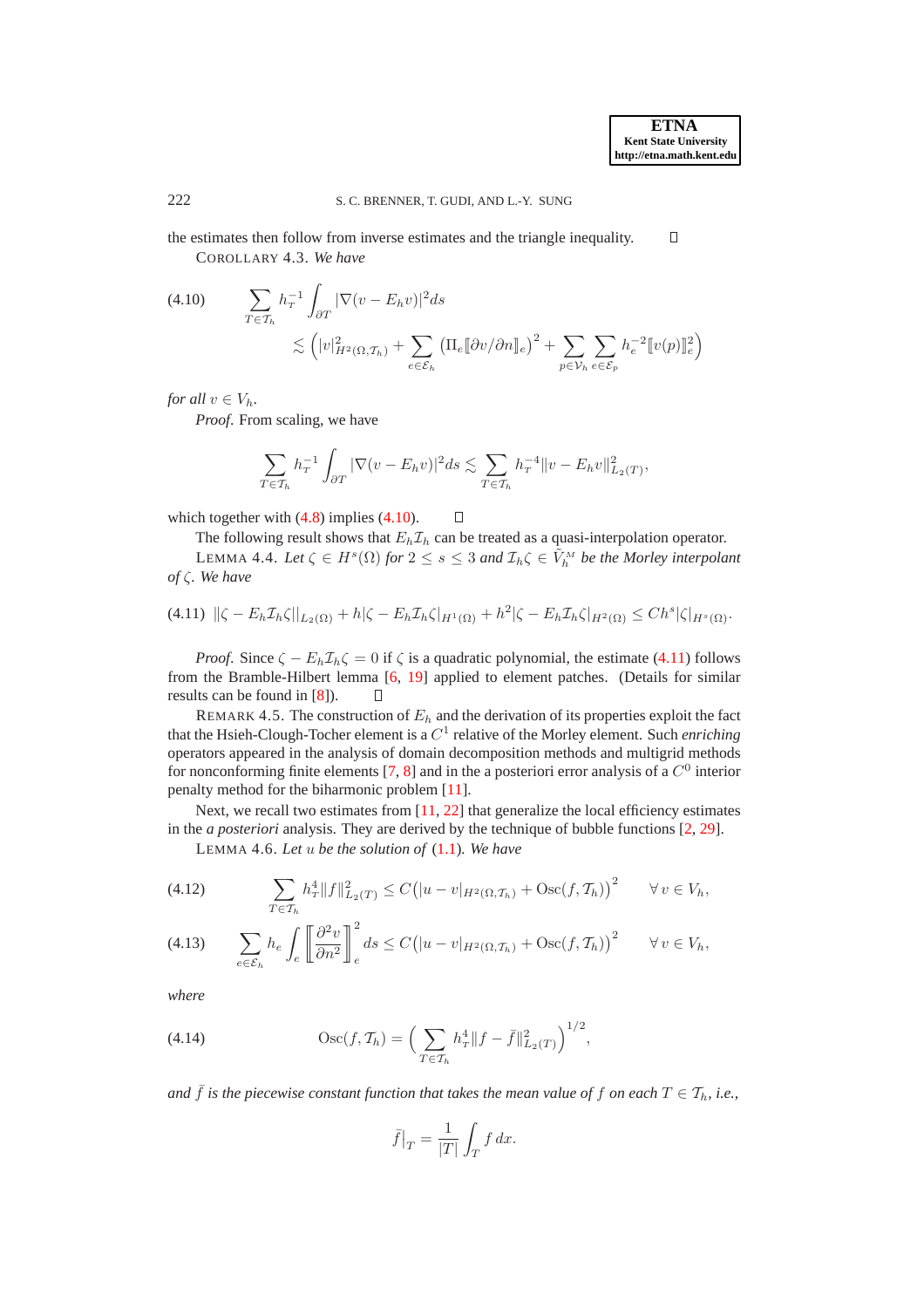the estimates then follow from inverse estimates and the triangle inequality. □

COROLLARY 4.3. *We have*

$$\sum_{T\in\mathcal{T}_h} h_T^{-1}\int_{\partial T}|\nabla(v-E_hv)|^2ds \lesssim \Big(|v|^2_{H^2(\Omega,\mathcal{T}_h)}+\sum_{e\in\mathcal{E}_h}\big(\Pi_e[\![\partial v/\partial n]\!]_e\big)^2+\sum_{p\in\mathcal{V}_h}\sum_{e\in\mathcal{E}_p}h_e^{-2}[\![v(p)]\!]_e^2\Big) \tag{4.10}$$

*for all* $v\in V_h$.

*Proof.* From scaling, we have

$$\sum_{T\in\mathcal{T}_h} h_T^{-1}\int_{\partial T}|\nabla(v-E_hv)|^2ds \lesssim \sum_{T\in\mathcal{T}_h} h_T^{-4}\|v-E_hv\|^2_{L_2(T)},$$

which together with (4.8) implies (4.10). □

The following result shows that $E_h\mathcal{I}_h$ can be treated as a quasi-interpolation operator.

LEMMA 4.4. *Let* $\zeta\in H^s(\Omega)$ *for* $2\le s\le 3$ *and* $\mathcal{I}_h\zeta\in\tilde{V}_h^M$ *be the Morley interpolant of* $\zeta$. *We have*

$$\|\zeta-E_h\mathcal{I}_h\zeta\|_{L_2(\Omega)}+h|\zeta-E_h\mathcal{I}_h\zeta|_{H^1(\Omega)}+h^2|\zeta-E_h\mathcal{I}_h\zeta|_{H^2(\Omega)}\le Ch^s|\zeta|_{H^s(\Omega)}. \tag{4.11}$$

*Proof.* Since $\zeta-E_h\mathcal{I}_h\zeta=0$ if $\zeta$ is a quadratic polynomial, the estimate (4.11) follows from the Bramble-Hilbert lemma [6, 19] applied to element patches. (Details for similar results can be found in [8]). □

REMARK 4.5. The construction of $E_h$ and the derivation of its properties exploit the fact that the Hsieh-Clough-Tocher element is a $C^1$ relative of the Morley element. Such *enriching* operators appeared in the analysis of domain decomposition methods and multigrid methods for nonconforming finite elements [7, 8] and in the a posteriori error analysis of a $C^0$ interior penalty method for the biharmonic problem [11].

Next, we recall two estimates from [11, 22] that generalize the local efficiency estimates in the *a posteriori* analysis. They are derived by the technique of bubble functions [2, 29].

LEMMA 4.6. *Let* $u$ *be the solution of* (1.1). *We have*

$$\sum_{T\in\mathcal{T}_h} h_T^4\|f\|^2_{L_2(T)}\le C\big(|u-v|_{H^2(\Omega,\mathcal{T}_h)}+\mathrm{Osc}(f,\mathcal{T}_h)\big)^2 \qquad \forall\, v\in V_h, \tag{4.12}$$

$$\sum_{e\in\mathcal{E}_h} h_e\int_e\Big[\!\!\Big[\frac{\partial^2 v}{\partial n^2}\Big]\!\!\Big]_e^2 ds\le C\big(|u-v|_{H^2(\Omega,\mathcal{T}_h)}+\mathrm{Osc}(f,\mathcal{T}_h)\big)^2 \qquad \forall\, v\in V_h, \tag{4.13}$$

*where*

$$\mathrm{Osc}(f,\mathcal{T}_h)=\Big(\sum_{T\in\mathcal{T}_h}h_T^4\|f-\bar{f}\|^2_{L_2(T)}\Big)^{1/2}, \tag{4.14}$$

*and* $\bar{f}$ *is the piecewise constant function that takes the mean value of* $f$ *on each* $T\in\mathcal{T}_h$, *i.e.,*

$$\bar{f}\big|_T=\frac{1}{|T|}\int_T f\,dx.$$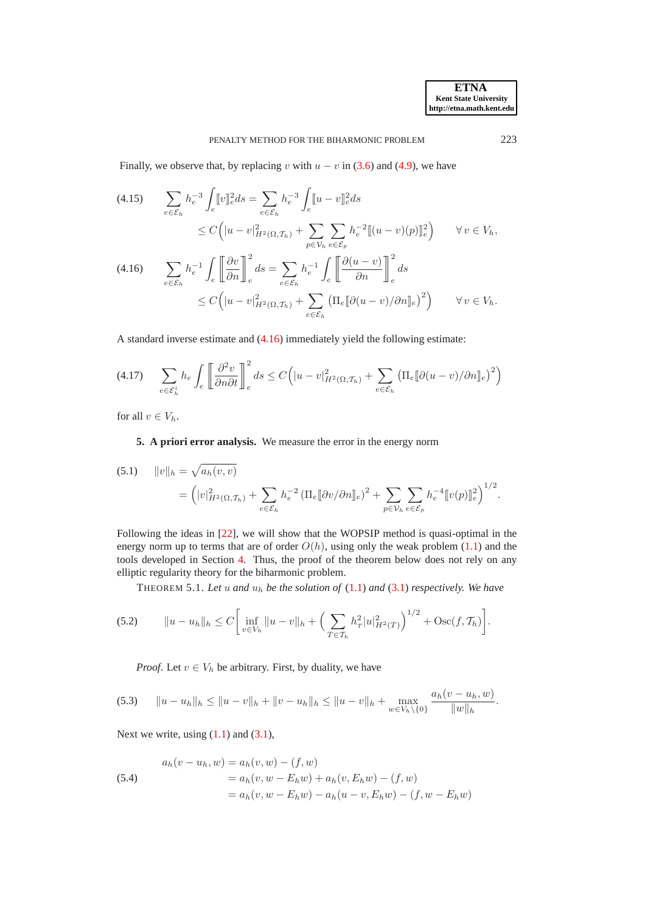Finally, we observe that, by replacing $v$ with $u - v$ in (3.6) and (4.9), we have

$$
\begin{aligned}
(4.15) \qquad \sum_{e\in\mathcal{E}_h} h_e^{-3}\int_e [\![v]\!]_e^2 ds &= \sum_{e\in\mathcal{E}_h} h_e^{-3}\int_e [\![u-v]\!]_e^2 ds \\
&\le C\Big(|u-v|^2_{H^2(\Omega,\mathcal{T}_h)} + \sum_{p\in\mathcal{V}_h}\sum_{e\in\mathcal{E}_p} h_e^{-2}[\![(u-v)(p)]\!]_e^2\Big) \qquad \forall\, v\in V_h,
\end{aligned}
$$

$$
\begin{aligned}
(4.16) \qquad \sum_{e\in\mathcal{E}_h} h_e^{-1}\int_e \left[\!\!\left[\frac{\partial v}{\partial n}\right]\!\!\right]_e^2 ds &= \sum_{e\in\mathcal{E}_h} h_e^{-1}\int_e \left[\!\!\left[\frac{\partial (u-v)}{\partial n}\right]\!\!\right]_e^2 ds \\
&\le C\Big(|u-v|^2_{H^2(\Omega,\mathcal{T}_h)} + \sum_{e\in\mathcal{E}_h}\big(\Pi_e[\![\partial(u-v)/\partial n]\!]_e\big)^2\Big) \qquad \forall\, v\in V_h.
\end{aligned}
$$

A standard inverse estimate and (4.16) immediately yield the following estimate:

$$
(4.17) \qquad \sum_{e\in\mathcal{E}_h^i} h_e \int_e \left[\!\!\left[\frac{\partial^2 v}{\partial n\partial t}\right]\!\!\right]_e^2 ds \le C\Big(|u-v|^2_{H^2(\Omega,\mathcal{T}_h)} + \sum_{e\in\mathcal{E}_h}\big(\Pi_e[\![\partial(u-v)/\partial n]\!]_e\big)^2\Big)
$$

for all $v \in V_h$.

## 5. A priori error analysis.

We measure the error in the energy norm

$$
\begin{aligned}
(5.1) \qquad \|v\|_h &= \sqrt{a_h(v,v)} \\
&= \Big(|v|^2_{H^2(\Omega,\mathcal{T}_h)} + \sum_{e\in\mathcal{E}_h} h_e^{-2}\big(\Pi_e[\![\partial v/\partial n]\!]_e\big)^2 + \sum_{p\in\mathcal{V}_h}\sum_{e\in\mathcal{E}_p} h_e^{-4}[\![v(p)]\!]_e^2\Big)^{1/2}.
\end{aligned}
$$

Following the ideas in [22], we will show that the WOPSIP method is quasi-optimal in the energy norm up to terms that are of order $O(h)$, using only the weak problem (1.1) and the tools developed in Section 4. Thus, the proof of the theorem below does not rely on any elliptic regularity theory for the biharmonic problem.

THEOREM 5.1. *Let $u$ and $u_h$ be the solution of* (1.1) *and* (3.1) *respectively. We have*

$$
(5.2) \qquad \|u-u_h\|_h \le C\bigg[\inf_{v\in V_h}\|u-v\|_h + \Big(\sum_{T\in\mathcal{T}_h} h_T^2|u|^2_{H^2(T)}\Big)^{1/2} + \mathrm{Osc}(f,\mathcal{T}_h)\bigg].
$$

*Proof*. Let $v \in V_h$ be arbitrary. First, by duality, we have

$$
(5.3) \qquad \|u-u_h\|_h \le \|u-v\|_h + \|v-u_h\|_h \le \|u-v\|_h + \max_{w\in V_h\setminus\{0\}} \frac{a_h(v-u_h,w)}{\|w\|_h}.
$$

Next we write, using (1.1) and (3.1),

$$
\begin{aligned}
a_h(v-u_h,w) &= a_h(v,w) - (f,w) \\
(5.4) \qquad\qquad &= a_h(v,w-E_hw) + a_h(v,E_hw) - (f,w) \\
&= a_h(v,w-E_hw) - a_h(u-v,E_hw) - (f,w-E_hw)
\end{aligned}
$$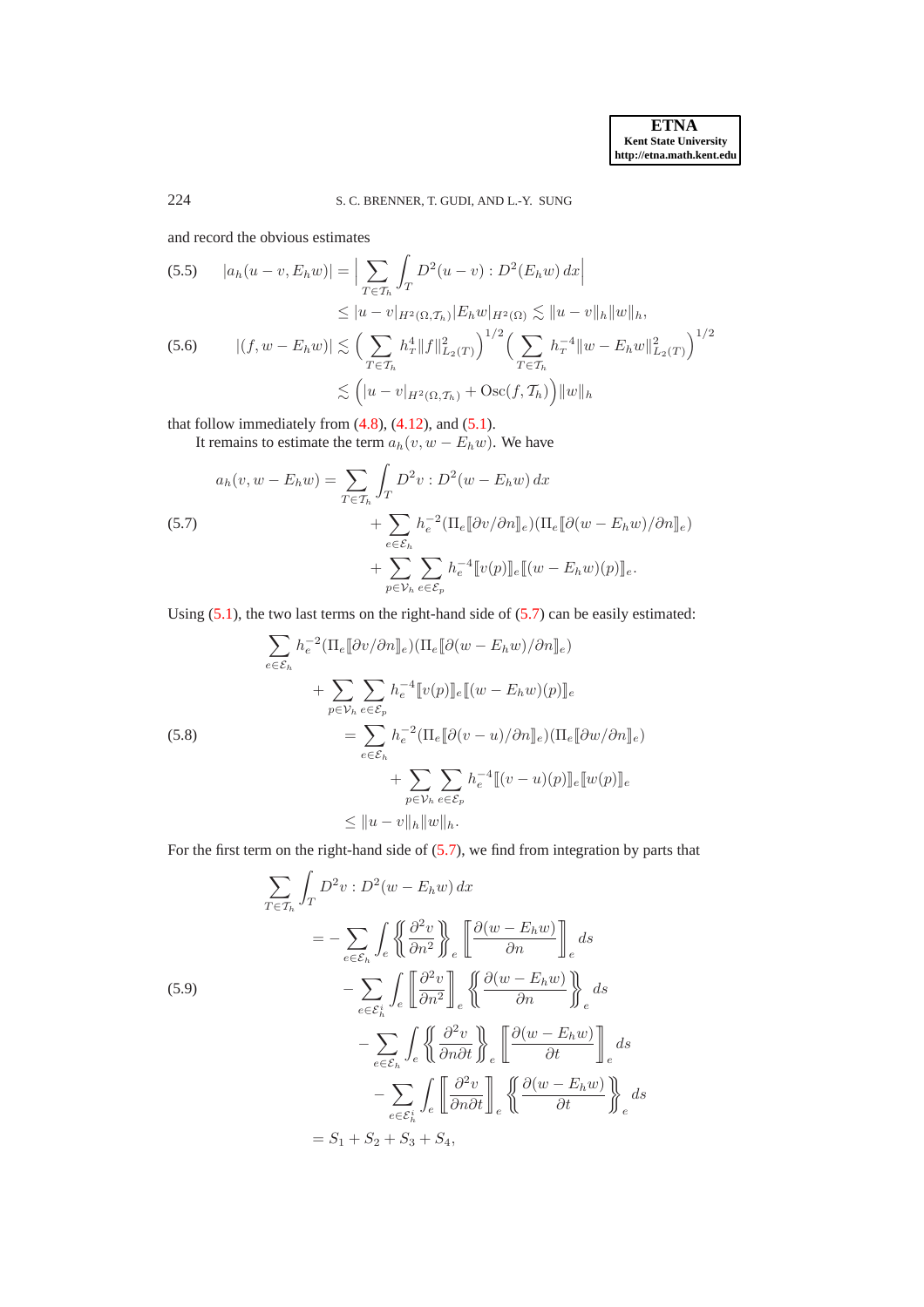and record the obvious estimates

$$
\begin{aligned}
(5.5)\qquad |a_h(u-v,E_hw)| &= \Big|\sum_{T\in\mathcal{T}_h}\int_T D^2(u-v):D^2(E_hw)\,dx\Big| \\
&\le |u-v|_{H^2(\Omega,\mathcal{T}_h)}|E_hw|_{H^2(\Omega)} \lesssim \|u-v\|_h\|w\|_h,
\end{aligned}
$$

$$
\begin{aligned}
(5.6)\qquad |(f,w-E_hw)| &\lesssim \Big(\sum_{T\in\mathcal{T}_h} h_T^4\|f\|_{L_2(T)}^2\Big)^{1/2}\Big(\sum_{T\in\mathcal{T}_h} h_T^{-4}\|w-E_hw\|_{L_2(T)}^2\Big)^{1/2} \\
&\lesssim \Big(|u-v|_{H^2(\Omega,\mathcal{T}_h)} + \mathrm{Osc}(f,\mathcal{T}_h)\Big)\|w\|_h
\end{aligned}
$$

that follow immediately from (4.8), (4.12), and (5.1).

It remains to estimate the term $a_h(v,w-E_hw)$. We have

$$
\begin{aligned}
a_h(v,w-E_hw) &= \sum_{T\in\mathcal{T}_h}\int_T D^2v:D^2(w-E_hw)\,dx \\
(5.7)\qquad &\quad + \sum_{e\in\mathcal{E}_h} h_e^{-2}(\Pi_e[\![\partial v/\partial n]\!]_e)(\Pi_e[\![\partial(w-E_hw)/\partial n]\!]_e) \\
&\quad + \sum_{p\in\mathcal{V}_h}\sum_{e\in\mathcal{E}_p} h_e^{-4}[\![v(p)]\!]_e[\![(w-E_hw)(p)]\!]_e.
\end{aligned}
$$

Using (5.1), the two last terms on the right-hand side of (5.7) can be easily estimated:

$$
\begin{aligned}
&\sum_{e\in\mathcal{E}_h} h_e^{-2}(\Pi_e[\![\partial v/\partial n]\!]_e)(\Pi_e[\![\partial(w-E_hw)/\partial n]\!]_e) \\
&\qquad + \sum_{p\in\mathcal{V}_h}\sum_{e\in\mathcal{E}_p} h_e^{-4}[\![v(p)]\!]_e[\![(w-E_hw)(p)]\!]_e \\
(5.8)\qquad &\qquad\quad = \sum_{e\in\mathcal{E}_h} h_e^{-2}(\Pi_e[\![\partial(v-u)/\partial n]\!]_e)(\Pi_e[\![\partial w/\partial n]\!]_e) \\
&\qquad\qquad + \sum_{p\in\mathcal{V}_h}\sum_{e\in\mathcal{E}_p} h_e^{-4}[\![(v-u)(p)]\!]_e[\![w(p)]\!]_e \\
&\qquad \le \|u-v\|_h\|w\|_h.
\end{aligned}
$$

For the first term on the right-hand side of (5.7), we find from integration by parts that

$$
\begin{aligned}
&\sum_{T\in\mathcal{T}_h}\int_T D^2v:D^2(w-E_hw)\,dx \\
&\quad = -\sum_{e\in\mathcal{E}_h}\int_e \left\{\!\!\left\{\frac{\partial^2 v}{\partial n^2}\right\}\!\!\right\}_e \left[\!\!\left[\frac{\partial(w-E_hw)}{\partial n}\right]\!\!\right]_e ds \\
(5.9)\qquad &\qquad - \sum_{e\in\mathcal{E}_h^i}\int_e \left[\!\!\left[\frac{\partial^2 v}{\partial n^2}\right]\!\!\right]_e \left\{\!\!\left\{\frac{\partial(w-E_hw)}{\partial n}\right\}\!\!\right\}_e ds \\
&\qquad - \sum_{e\in\mathcal{E}_h}\int_e \left\{\!\!\left\{\frac{\partial^2 v}{\partial n\partial t}\right\}\!\!\right\}_e \left[\!\!\left[\frac{\partial(w-E_hw)}{\partial t}\right]\!\!\right]_e ds \\
&\qquad - \sum_{e\in\mathcal{E}_h^i}\int_e \left[\!\!\left[\frac{\partial^2 v}{\partial n\partial t}\right]\!\!\right]_e \left\{\!\!\left\{\frac{\partial(w-E_hw)}{\partial t}\right\}\!\!\right\}_e ds \\
&\quad = S_1+S_2+S_3+S_4,
\end{aligned}
$$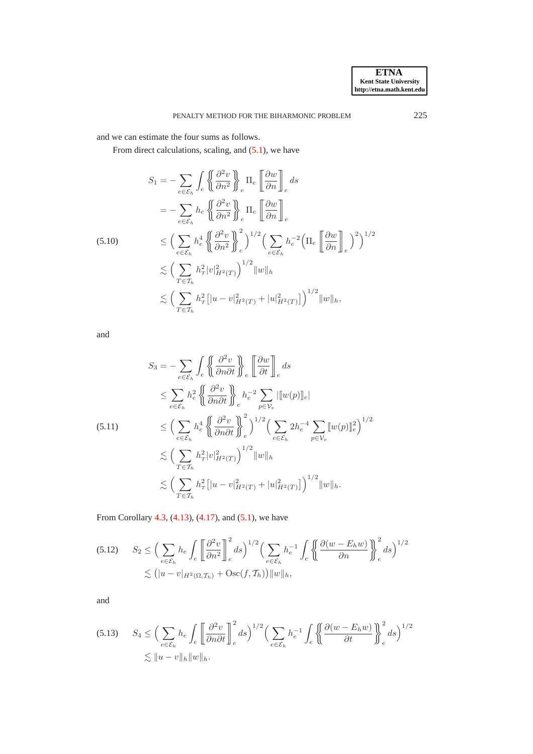and we can estimate the four sums as follows.

From direct calculations, scaling, and (5.1), we have

$$
\begin{aligned}
S_1 &= -\sum_{e\in\mathcal{E}_h}\int_e \left\{\!\!\left\{\frac{\partial^2 v}{\partial n^2}\right\}\!\!\right\}_e \Pi_e \left[\!\!\left[\frac{\partial w}{\partial n}\right]\!\!\right]_e ds \\
&= -\sum_{e\in\mathcal{E}_h} h_e \left\{\!\!\left\{\frac{\partial^2 v}{\partial n^2}\right\}\!\!\right\}_e \Pi_e \left[\!\!\left[\frac{\partial w}{\partial n}\right]\!\!\right]_e \\
&\le \Big(\sum_{e\in\mathcal{E}_h} h_e^4 \left\{\!\!\left\{\frac{\partial^2 v}{\partial n^2}\right\}\!\!\right\}_e^2\Big)^{1/2}\Big(\sum_{e\in\mathcal{E}_h} h_e^{-2}\Big(\Pi_e \left[\!\!\left[\frac{\partial w}{\partial n}\right]\!\!\right]_e\Big)^2\Big)^{1/2} \\
&\lesssim \Big(\sum_{T\in\mathcal{T}_h} h_T^2 |v|^2_{H^2(T)}\Big)^{1/2}\|w\|_h \\
&\lesssim \Big(\sum_{T\in\mathcal{T}_h} h_T^2\big[|u-v|^2_{H^2(T)}+|u|^2_{H^2(T)}\big]\Big)^{1/2}\|w\|_h,
\end{aligned}
\tag{5.10}
$$

and

$$
\begin{aligned}
S_3 &= -\sum_{e\in\mathcal{E}_h}\int_e \left\{\!\!\left\{\frac{\partial^2 v}{\partial n\partial t}\right\}\!\!\right\}_e \left[\!\!\left[\frac{\partial w}{\partial t}\right]\!\!\right]_e ds \\
&\le \sum_{e\in\mathcal{E}_h} h_e^2 \left\{\!\!\left\{\frac{\partial^2 v}{\partial n\partial t}\right\}\!\!\right\}_e h_e^{-2}\sum_{p\in\mathcal{V}_e} |[\![w(p)]\!]_e| \\
&\le \Big(\sum_{e\in\mathcal{E}_h} h_e^4 \left\{\!\!\left\{\frac{\partial^2 v}{\partial n\partial t}\right\}\!\!\right\}_e^2\Big)^{1/2}\Big(\sum_{e\in\mathcal{E}_h} 2h_e^{-4}\sum_{p\in\mathcal{V}_e}[\![w(p)]\!]_e^2\Big)^{1/2} \\
&\lesssim \Big(\sum_{T\in\mathcal{T}_h} h_T^2 |v|^2_{H^2(T)}\Big)^{1/2}\|w\|_h \\
&\lesssim \Big(\sum_{T\in\mathcal{T}_h} h_T^2\big[|u-v|^2_{H^2(T)}+|u|^2_{H^2(T)}\big]\Big)^{1/2}\|w\|_h.
\end{aligned}
\tag{5.11}
$$

From Corollary 4.3, (4.13), (4.17), and (5.1), we have

$$
\begin{aligned}
S_2 &\le \Big(\sum_{e\in\mathcal{E}_h} h_e \int_e \left[\!\!\left[\frac{\partial^2 v}{\partial n^2}\right]\!\!\right]_e^2 ds\Big)^{1/2}\Big(\sum_{e\in\mathcal{E}_h} h_e^{-1}\int_e \left\{\!\!\left\{\frac{\partial(w-E_hw)}{\partial n}\right\}\!\!\right\}_e^2 ds\Big)^{1/2} \\
&\lesssim \big(|u-v|_{H^2(\Omega,\mathcal{T}_h)}+\mathrm{Osc}(f,\mathcal{T}_h)\big)\|w\|_h,
\end{aligned}
\tag{5.12}
$$

and

$$
\begin{aligned}
S_4 &\le \Big(\sum_{e\in\mathcal{E}_h} h_e \int_e \left[\!\!\left[\frac{\partial^2 v}{\partial n\partial t}\right]\!\!\right]_e^2 ds\Big)^{1/2}\Big(\sum_{e\in\mathcal{E}_h} h_e^{-1}\int_e \left\{\!\!\left\{\frac{\partial(w-E_hw)}{\partial t}\right\}\!\!\right\}_e^2 ds\Big)^{1/2} \\
&\lesssim \|u-v\|_h\|w\|_h.
\end{aligned}
\tag{5.13}
$$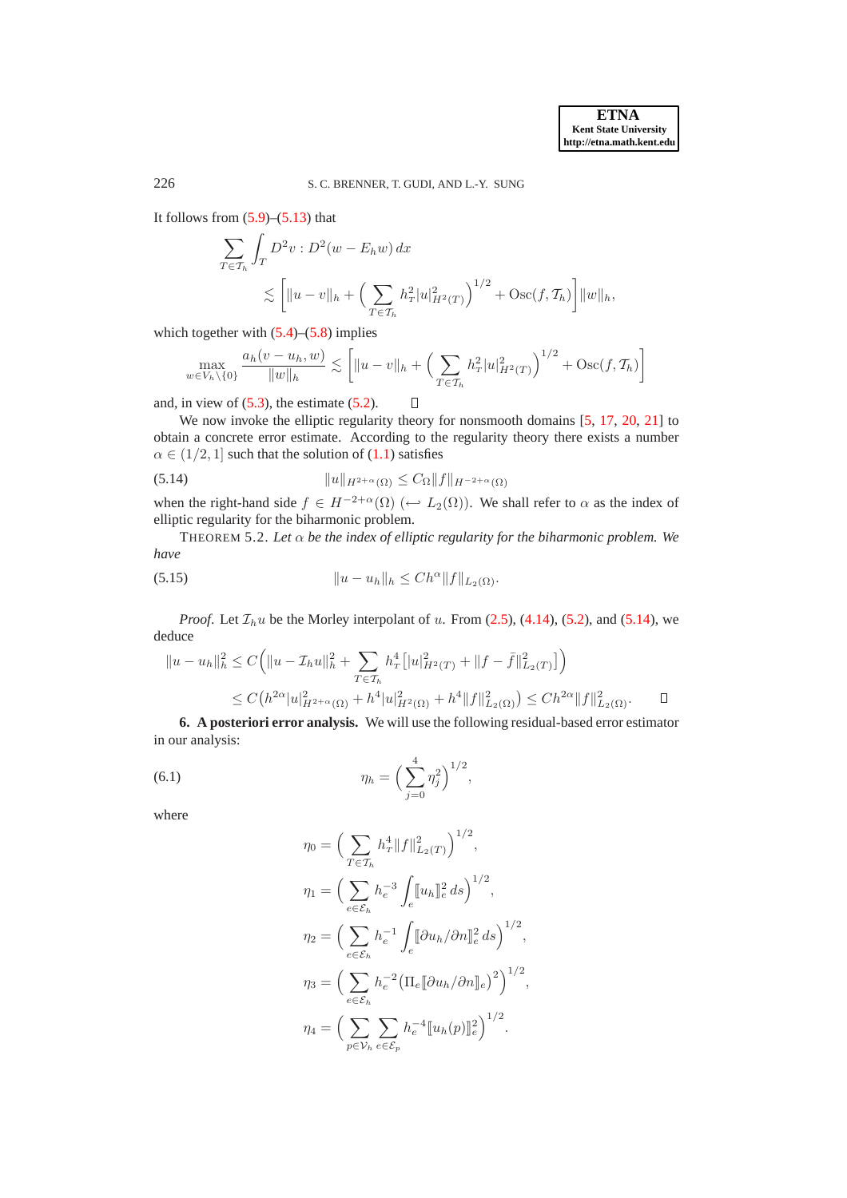It follows from (5.9)–(5.13) that

$$\sum_{T\in\mathcal{T}_h}\int_T D^2 v : D^2(w - E_h w)\,dx \lesssim \Big[\|u-v\|_h + \Big(\sum_{T\in\mathcal{T}_h} h_T^2 |u|_{H^2(T)}^2\Big)^{1/2} + \mathrm{Osc}(f,\mathcal{T}_h)\Big]\|w\|_h,$$

which together with (5.4)–(5.8) implies

$$\max_{w\in V_h\setminus\{0\}} \frac{a_h(v-u_h,w)}{\|w\|_h} \lesssim \Big[\|u-v\|_h + \Big(\sum_{T\in\mathcal{T}_h} h_T^2 |u|_{H^2(T)}^2\Big)^{1/2} + \mathrm{Osc}(f,\mathcal{T}_h)\Big]$$

and, in view of (5.3), the estimate (5.2). $\square$

We now invoke the elliptic regularity theory for nonsmooth domains [5, 17, 20, 21] to obtain a concrete error estimate. According to the regularity theory there exists a number $\alpha \in (1/2, 1]$ such that the solution of (1.1) satisfies

$$\|u\|_{H^{2+\alpha}(\Omega)} \le C_\Omega \|f\|_{H^{-2+\alpha}(\Omega)} \tag{5.14}$$

when the right-hand side $f \in H^{-2+\alpha}(\Omega)$ $(\hookleftarrow L_2(\Omega))$. We shall refer to $\alpha$ as the index of elliptic regularity for the biharmonic problem.

THEOREM 5.2. *Let $\alpha$ be the index of elliptic regularity for the biharmonic problem. We have*

$$\|u - u_h\|_h \le C h^\alpha \|f\|_{L_2(\Omega)}. \tag{5.15}$$

*Proof*. Let $\mathcal{I}_h u$ be the Morley interpolant of $u$. From (2.5), (4.14), (5.2), and (5.14), we deduce

$$\begin{aligned}\|u-u_h\|_h^2 &\le C\Big(\|u - \mathcal{I}_h u\|_h^2 + \sum_{T\in\mathcal{T}_h} h_T^4\big[|u|_{H^2(T)}^2 + \|f-\bar f\|_{L_2(T)}^2\big]\Big)\\ &\le C\big(h^{2\alpha}|u|_{H^{2+\alpha}(\Omega)}^2 + h^4 |u|_{H^2(\Omega)}^2 + h^4\|f\|_{L_2(\Omega)}^2\big) \le C h^{2\alpha}\|f\|_{L_2(\Omega)}^2. \qquad \square\end{aligned}$$

**6. A posteriori error analysis.** We will use the following residual-based error estimator in our analysis:

$$\eta_h = \Big(\sum_{j=0}^4 \eta_j^2\Big)^{1/2}, \tag{6.1}$$

where

$$\eta_0 = \Big(\sum_{T\in\mathcal{T}_h} h_T^4 \|f\|_{L_2(T)}^2\Big)^{1/2},$$

$$\eta_1 = \Big(\sum_{e\in\mathcal{E}_h} h_e^{-3}\int_e [\![u_h]\!]_e^2\,ds\Big)^{1/2},$$

$$\eta_2 = \Big(\sum_{e\in\mathcal{E}_h} h_e^{-1}\int_e [\![\partial u_h/\partial n]\!]_e^2\,ds\Big)^{1/2},$$

$$\eta_3 = \Big(\sum_{e\in\mathcal{E}_h} h_e^{-2}\big(\Pi_e[\![\partial u_h/\partial n]\!]_e\big)^2\Big)^{1/2},$$

$$\eta_4 = \Big(\sum_{p\in\mathcal{V}_h}\sum_{e\in\mathcal{E}_p} h_e^{-4}[\![u_h(p)]\!]_e^2\Big)^{1/2}.$$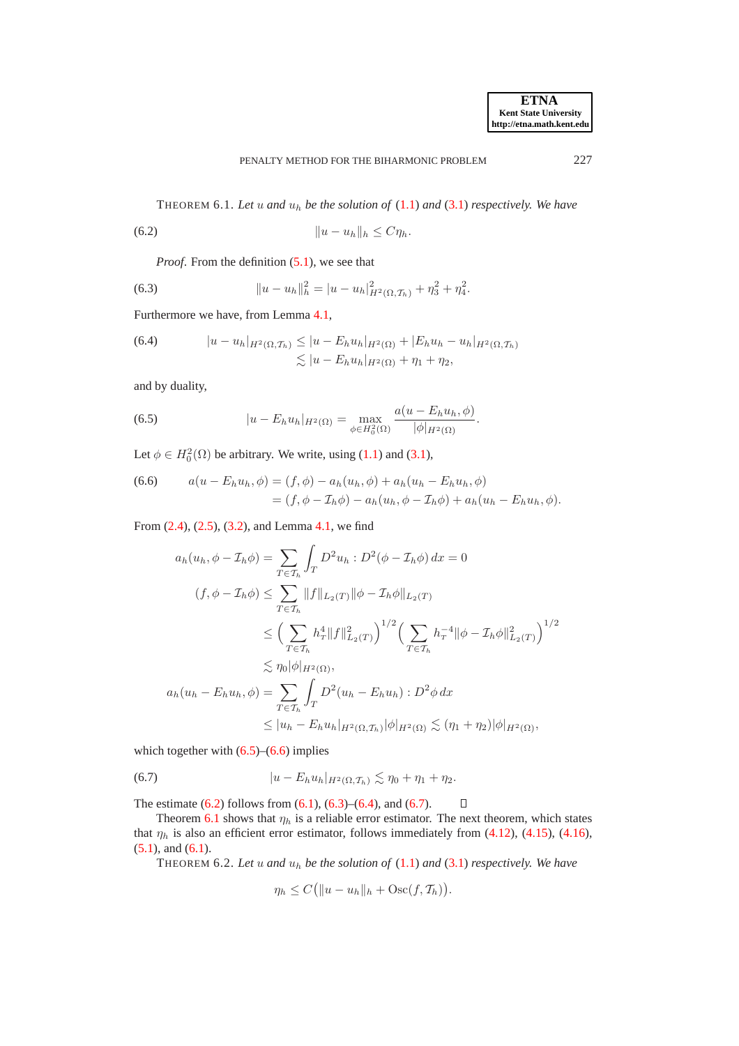THEOREM 6.1. *Let $u$ and $u_h$ be the solution of* (1.1) *and* (3.1) *respectively. We have*

$$\|u - u_h\|_h \leq C\eta_h. \tag{6.2}$$

*Proof.* From the definition (5.1), we see that

$$\|u - u_h\|_h^2 = |u - u_h|^2_{H^2(\Omega,\mathcal{T}_h)} + \eta_3^2 + \eta_4^2. \tag{6.3}$$

Furthermore we have, from Lemma 4.1,

$$\begin{aligned} |u - u_h|_{H^2(\Omega,\mathcal{T}_h)} &\leq |u - E_h u_h|_{H^2(\Omega)} + |E_h u_h - u_h|_{H^2(\Omega,\mathcal{T}_h)} \\ &\lesssim |u - E_h u_h|_{H^2(\Omega)} + \eta_1 + \eta_2, \end{aligned} \tag{6.4}$$

and by duality,

$$|u - E_h u_h|_{H^2(\Omega)} = \max_{\phi \in H_0^2(\Omega)} \frac{a(u - E_h u_h, \phi)}{|\phi|_{H^2(\Omega)}}. \tag{6.5}$$

Let $\phi \in H_0^2(\Omega)$ be arbitrary. We write, using (1.1) and (3.1),

$$\begin{aligned} a(u - E_h u_h, \phi) &= (f, \phi) - a_h(u_h, \phi) + a_h(u_h - E_h u_h, \phi) \\ &= (f, \phi - \mathcal{I}_h\phi) - a_h(u_h, \phi - \mathcal{I}_h\phi) + a_h(u_h - E_h u_h, \phi). \end{aligned} \tag{6.6}$$

From (2.4), (2.5), (3.2), and Lemma 4.1, we find

$$\begin{aligned} a_h(u_h, \phi - \mathcal{I}_h\phi) &= \sum_{T\in\mathcal{T}_h} \int_T D^2 u_h : D^2(\phi - \mathcal{I}_h\phi)\, dx = 0 \\ (f, \phi - \mathcal{I}_h\phi) &\leq \sum_{T\in\mathcal{T}_h} \|f\|_{L_2(T)} \|\phi - \mathcal{I}_h\phi\|_{L_2(T)} \\ &\leq \Big(\sum_{T\in\mathcal{T}_h} h_T^4 \|f\|^2_{L_2(T)}\Big)^{1/2} \Big(\sum_{T\in\mathcal{T}_h} h_T^{-4} \|\phi - \mathcal{I}_h\phi\|^2_{L_2(T)}\Big)^{1/2} \\ &\lesssim \eta_0 |\phi|_{H^2(\Omega)}, \\ a_h(u_h - E_h u_h, \phi) &= \sum_{T\in\mathcal{T}_h} \int_T D^2(u_h - E_h u_h) : D^2\phi\, dx \\ &\leq |u_h - E_h u_h|_{H^2(\Omega,\mathcal{T}_h)} |\phi|_{H^2(\Omega)} \lesssim (\eta_1 + \eta_2)|\phi|_{H^2(\Omega)}, \end{aligned}$$

which together with (6.5)–(6.6) implies

$$|u - E_h u_h|_{H^2(\Omega,\mathcal{T}_h)} \lesssim \eta_0 + \eta_1 + \eta_2. \tag{6.7}$$

The estimate (6.2) follows from (6.1), (6.3)–(6.4), and (6.7). ◻

Theorem 6.1 shows that $\eta_h$ is a reliable error estimator. The next theorem, which states that $\eta_h$ is also an efficient error estimator, follows immediately from (4.12), (4.15), (4.16), (5.1), and (6.1).

THEOREM 6.2. *Let $u$ and $u_h$ be the solution of* (1.1) *and* (3.1) *respectively. We have*

$$\eta_h \leq C\big(\|u - u_h\|_h + \mathrm{Osc}(f, \mathcal{T}_h)\big).$$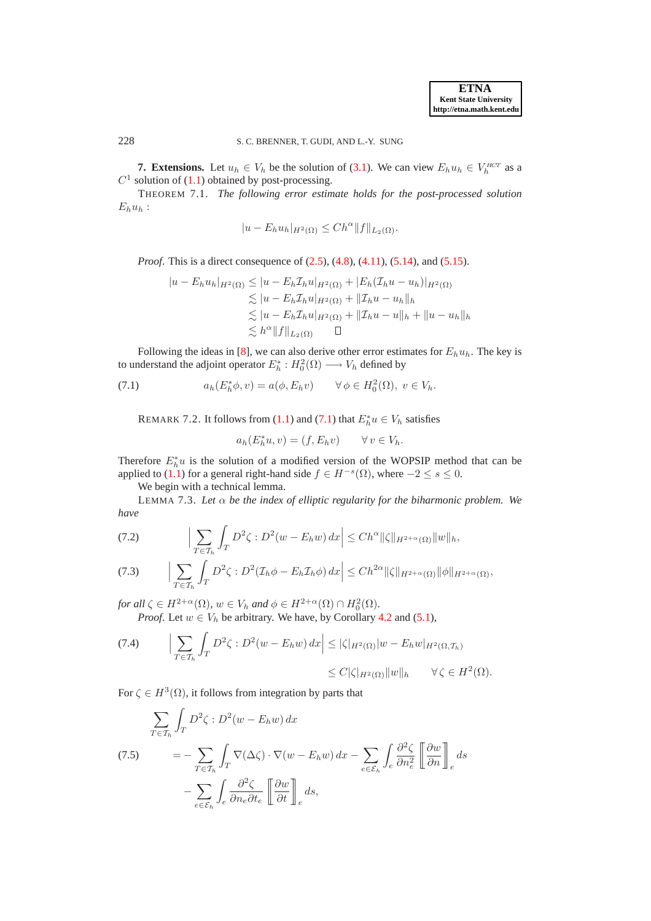## 7. Extensions.

**7. Extensions.** Let $u_h \in V_h$ be the solution of (3.1). We can view $E_h u_h \in V_h^{HCT}$ as a $C^1$ solution of (1.1) obtained by post-processing.

THEOREM 7.1. *The following error estimate holds for the post-processed solution* $E_h u_h$ :

$$|u - E_h u_h|_{H^2(\Omega)} \leq C h^{\alpha} \|f\|_{L_2(\Omega)}.$$

*Proof.* This is a direct consequence of (2.5), (4.8), (4.11), (5.14), and (5.15).

$$\begin{aligned}
|u - E_h u_h|_{H^2(\Omega)} &\leq |u - E_h \mathcal{I}_h u|_{H^2(\Omega)} + |E_h(\mathcal{I}_h u - u_h)|_{H^2(\Omega)} \\
&\lesssim |u - E_h \mathcal{I}_h u|_{H^2(\Omega)} + \|\mathcal{I}_h u - u_h\|_h \\
&\lesssim |u - E_h \mathcal{I}_h u|_{H^2(\Omega)} + \|\mathcal{I}_h u - u\|_h + \|u - u_h\|_h \\
&\lesssim h^{\alpha} \|f\|_{L_2(\Omega)} \qquad \square
\end{aligned}$$

Following the ideas in [8], we can also derive other error estimates for $E_h u_h$. The key is to understand the adjoint operator $E_h^* : H_0^2(\Omega) \longrightarrow V_h$ defined by

$$a_h(E_h^* \phi, v) = a(\phi, E_h v) \qquad \forall\, \phi \in H_0^2(\Omega),\ v \in V_h. \tag{7.1}$$

REMARK 7.2. It follows from (1.1) and (7.1) that $E_h^* u \in V_h$ satisfies

$$a_h(E_h^* u, v) = (f, E_h v) \qquad \forall\, v \in V_h.$$

Therefore $E_h^* u$ is the solution of a modified version of the WOPSIP method that can be applied to (1.1) for a general right-hand side $f \in H^{-s}(\Omega)$, where $-2 \leq s \leq 0$.

We begin with a technical lemma.

LEMMA 7.3. *Let $\alpha$ be the index of elliptic regularity for the biharmonic problem. We have*

$$\Big| \sum_{T \in \mathcal{T}_h} \int_T D^2 \zeta : D^2(w - E_h w)\, dx \Big| \leq C h^{\alpha} \|\zeta\|_{H^{2+\alpha}(\Omega)} \|w\|_h, \tag{7.2}$$

$$\Big| \sum_{T \in \mathcal{T}_h} \int_T D^2 \zeta : D^2(\mathcal{I}_h \phi - E_h \mathcal{I}_h \phi)\, dx \Big| \leq C h^{2\alpha} \|\zeta\|_{H^{2+\alpha}(\Omega)} \|\phi\|_{H^{2+\alpha}(\Omega)}, \tag{7.3}$$

*for all $\zeta \in H^{2+\alpha}(\Omega)$, $w \in V_h$ and $\phi \in H^{2+\alpha}(\Omega) \cap H_0^2(\Omega)$.*

*Proof.* Let $w \in V_h$ be arbitrary. We have, by Corollary 4.2 and (5.1),

$$\begin{aligned}
\Big| \sum_{T \in \mathcal{T}_h} \int_T D^2 \zeta : D^2(w - E_h w)\, dx \Big| &\leq |\zeta|_{H^2(\Omega)} |w - E_h w|_{H^2(\Omega, \mathcal{T}_h)} \\
&\leq C |\zeta|_{H^2(\Omega)} \|w\|_h \qquad \forall\, \zeta \in H^2(\Omega).
\end{aligned} \tag{7.4}$$

For $\zeta \in H^3(\Omega)$, it follows from integration by parts that

$$\begin{aligned}
&\sum_{T \in \mathcal{T}_h} \int_T D^2 \zeta : D^2(w - E_h w)\, dx \\
&\quad = - \sum_{T \in \mathcal{T}_h} \int_T \nabla(\Delta \zeta) \cdot \nabla(w - E_h w)\, dx - \sum_{e \in \mathcal{E}_h} \int_e \frac{\partial^2 \zeta}{\partial n_e^2} \left[\!\left[ \frac{\partial w}{\partial n} \right]\!\right]_e ds \\
&\qquad - \sum_{e \in \mathcal{E}_h} \int_e \frac{\partial^2 \zeta}{\partial n_e \partial t_e} \left[\!\left[ \frac{\partial w}{\partial t} \right]\!\right]_e ds,
\end{aligned} \tag{7.5}$$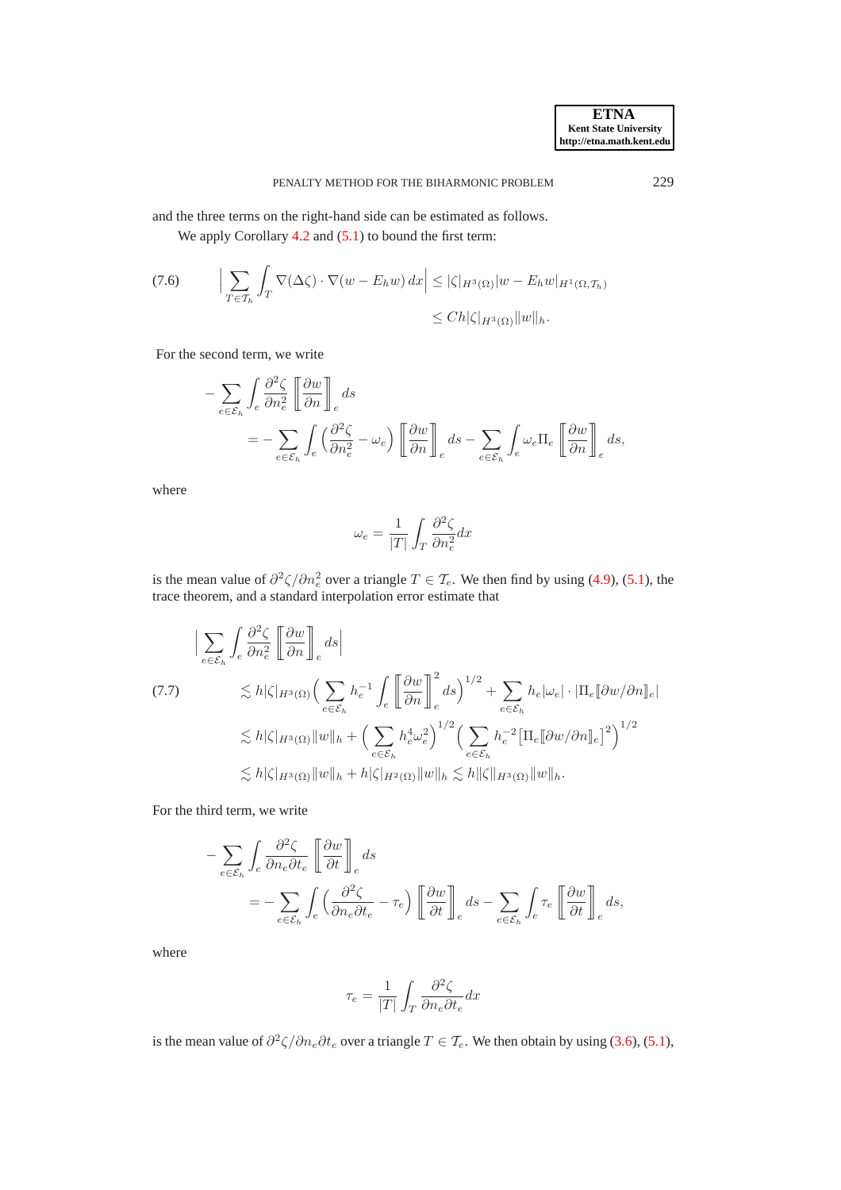and the three terms on the right-hand side can be estimated as follows.

We apply Corollary 4.2 and (5.1) to bound the first term:

$$
\begin{aligned}
\Big| \sum_{T\in\mathcal{T}_h} \int_T \nabla(\Delta\zeta)\cdot\nabla(w-E_hw)\,dx \Big| &\le |\zeta|_{H^3(\Omega)} |w-E_hw|_{H^1(\Omega,\mathcal{T}_h)} \\
&\le Ch|\zeta|_{H^3(\Omega)}\|w\|_h.
\end{aligned}
\tag{7.6}
$$

For the second term, we write

$$
\begin{aligned}
&-\sum_{e\in\mathcal{E}_h}\int_e \frac{\partial^2\zeta}{\partial n_e^2}\left[\!\!\left[\frac{\partial w}{\partial n}\right]\!\!\right]_e ds \\
&\qquad = -\sum_{e\in\mathcal{E}_h}\int_e \Big(\frac{\partial^2\zeta}{\partial n_e^2}-\omega_e\Big)\left[\!\!\left[\frac{\partial w}{\partial n}\right]\!\!\right]_e ds - \sum_{e\in\mathcal{E}_h}\int_e \omega_e\Pi_e\left[\!\!\left[\frac{\partial w}{\partial n}\right]\!\!\right]_e ds,
\end{aligned}
$$

where

$$
\omega_e = \frac{1}{|T|}\int_T \frac{\partial^2\zeta}{\partial n_e^2}dx
$$

is the mean value of $\partial^2\zeta/\partial n_e^2$ over a triangle $T\in\mathcal{T}_e$. We then find by using (4.9), (5.1), the trace theorem, and a standard interpolation error estimate that

$$
\begin{aligned}
&\Big|\sum_{e\in\mathcal{E}_h}\int_e \frac{\partial^2\zeta}{\partial n_e^2}\left[\!\!\left[\frac{\partial w}{\partial n}\right]\!\!\right]_e ds\Big| \\
&\qquad \lesssim h|\zeta|_{H^3(\Omega)}\Big(\sum_{e\in\mathcal{E}_h} h_e^{-1}\int_e \left[\!\!\left[\frac{\partial w}{\partial n}\right]\!\!\right]_e^2 ds\Big)^{1/2} + \sum_{e\in\mathcal{E}_h} h_e|\omega_e|\cdot|\Pi_e[\![\partial w/\partial n]\!]_e| \\
&\qquad \lesssim h|\zeta|_{H^3(\Omega)}\|w\|_h + \Big(\sum_{e\in\mathcal{E}_h} h_e^4\omega_e^2\Big)^{1/2}\Big(\sum_{e\in\mathcal{E}_h} h_e^{-2}\big[\Pi_e[\![\partial w/\partial n]\!]_e\big]^2\Big)^{1/2} \\
&\qquad \lesssim h|\zeta|_{H^3(\Omega)}\|w\|_h + h|\zeta|_{H^2(\Omega)}\|w\|_h \lesssim h\|\zeta\|_{H^3(\Omega)}\|w\|_h.
\end{aligned}
\tag{7.7}
$$

For the third term, we write

$$
\begin{aligned}
&-\sum_{e\in\mathcal{E}_h}\int_e \frac{\partial^2\zeta}{\partial n_e\partial t_e}\left[\!\!\left[\frac{\partial w}{\partial t}\right]\!\!\right]_e ds \\
&\qquad = -\sum_{e\in\mathcal{E}_h}\int_e \Big(\frac{\partial^2\zeta}{\partial n_e\partial t_e}-\tau_e\Big)\left[\!\!\left[\frac{\partial w}{\partial t}\right]\!\!\right]_e ds - \sum_{e\in\mathcal{E}_h}\int_e \tau_e\left[\!\!\left[\frac{\partial w}{\partial t}\right]\!\!\right]_e ds,
\end{aligned}
$$

where

$$
\tau_e = \frac{1}{|T|}\int_T \frac{\partial^2\zeta}{\partial n_e\partial t_e}dx
$$

is the mean value of $\partial^2\zeta/\partial n_e\partial t_e$ over a triangle $T\in\mathcal{T}_e$. We then obtain by using (3.6), (5.1),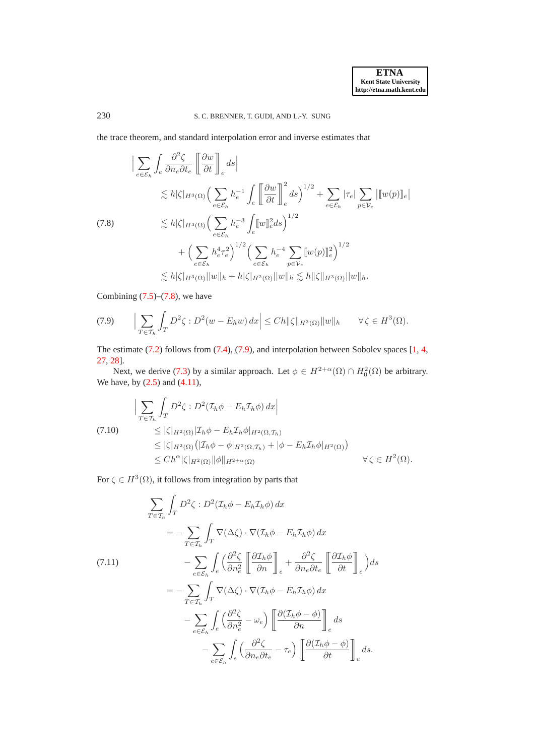the trace theorem, and standard interpolation error and inverse estimates that

$$
\begin{aligned}
&\Big|\sum_{e\in\mathcal{E}_h}\int_e \frac{\partial^2\zeta}{\partial n_e\partial t_e}\left[\!\!\left[\frac{\partial w}{\partial t}\right]\!\!\right]_e ds\Big| \\
&\qquad\lesssim h|\zeta|_{H^3(\Omega)}\Big(\sum_{e\in\mathcal{E}_h} h_e^{-1}\int_e \left[\!\!\left[\frac{\partial w}{\partial t}\right]\!\!\right]_e^2 ds\Big)^{1/2} + \sum_{e\in\mathcal{E}_h}|\tau_e|\sum_{p\in\mathcal{V}_e}\big|[\![w(p)]\!]_e\big| \\
&\qquad\lesssim h|\zeta|_{H^3(\Omega)}\Big(\sum_{e\in\mathcal{E}_h} h_e^{-3}\int_e [\![w]\!]_e^2 ds\Big)^{1/2} \\
&\qquad\qquad + \Big(\sum_{e\in\mathcal{E}_h} h_e^4\tau_e^2\Big)^{1/2}\Big(\sum_{e\in\mathcal{E}_h} h_e^{-4}\sum_{p\in\mathcal{V}_e}[\![w(p)]\!]_e^2\Big)^{1/2} \\
&\qquad\lesssim h|\zeta|_{H^3(\Omega)}\|w\|_h + h|\zeta|_{H^2(\Omega)}\|w\|_h \lesssim h\|\zeta\|_{H^3(\Omega)}\|w\|_h.
\end{aligned}
\tag{7.8}
$$

Combining (7.5)–(7.8), we have

$$
\Big|\sum_{T\in\mathcal{T}_h}\int_T D^2\zeta : D^2(w - E_h w)\,dx\Big| \le Ch\|\zeta\|_{H^3(\Omega)}\|w\|_h \qquad \forall\,\zeta\in H^3(\Omega). \tag{7.9}
$$

The estimate (7.2) follows from (7.4), (7.9), and interpolation between Sobolev spaces [1, 4, 27, 28].

Next, we derive (7.3) by a similar approach. Let $\phi \in H^{2+\alpha}(\Omega)\cap H_0^2(\Omega)$ be arbitrary. We have, by (2.5) and (4.11),

$$
\begin{aligned}
&\Big|\sum_{T\in\mathcal{T}_h}\int_T D^2\zeta : D^2(\mathcal{I}_h\phi - E_h\mathcal{I}_h\phi)\,dx\Big| \\
&\qquad\le |\zeta|_{H^2(\Omega)}|\mathcal{I}_h\phi - E_h\mathcal{I}_h\phi|_{H^2(\Omega,\mathcal{T}_h)} \\
&\qquad\le |\zeta|_{H^2(\Omega)}\big(|\mathcal{I}_h\phi - \phi|_{H^2(\Omega,\mathcal{T}_h)} + |\phi - E_h\mathcal{I}_h\phi|_{H^2(\Omega)}\big) \\
&\qquad\le Ch^\alpha|\zeta|_{H^2(\Omega)}\|\phi\|_{H^{2+\alpha}(\Omega)} \qquad\qquad \forall\,\zeta\in H^2(\Omega).
\end{aligned}
\tag{7.10}
$$

For $\zeta\in H^3(\Omega)$, it follows from integration by parts that

$$
\begin{aligned}
&\sum_{T\in\mathcal{T}_h}\int_T D^2\zeta : D^2(\mathcal{I}_h\phi - E_h\mathcal{I}_h\phi)\,dx \\
&\quad= -\sum_{T\in\mathcal{T}_h}\int_T \nabla(\Delta\zeta)\cdot\nabla(\mathcal{I}_h\phi - E_h\mathcal{I}_h\phi)\,dx \\
&\qquad - \sum_{e\in\mathcal{E}_h}\int_e\Big(\frac{\partial^2\zeta}{\partial n_e^2}\left[\!\!\left[\frac{\partial\mathcal{I}_h\phi}{\partial n}\right]\!\!\right]_e + \frac{\partial^2\zeta}{\partial n_e\partial t_e}\left[\!\!\left[\frac{\partial\mathcal{I}_h\phi}{\partial t}\right]\!\!\right]_e\Big)ds \\
&\quad= -\sum_{T\in\mathcal{T}_h}\int_T \nabla(\Delta\zeta)\cdot\nabla(\mathcal{I}_h\phi - E_h\mathcal{I}_h\phi)\,dx \\
&\qquad - \sum_{e\in\mathcal{E}_h}\int_e\Big(\frac{\partial^2\zeta}{\partial n_e^2} - \omega_e\Big)\left[\!\!\left[\frac{\partial(\mathcal{I}_h\phi - \phi)}{\partial n}\right]\!\!\right]_e ds \\
&\qquad - \sum_{e\in\mathcal{E}_h}\int_e\Big(\frac{\partial^2\zeta}{\partial n_e\partial t_e} - \tau_e\Big)\left[\!\!\left[\frac{\partial(\mathcal{I}_h\phi - \phi)}{\partial t}\right]\!\!\right]_e ds.
\end{aligned}
\tag{7.11}
$$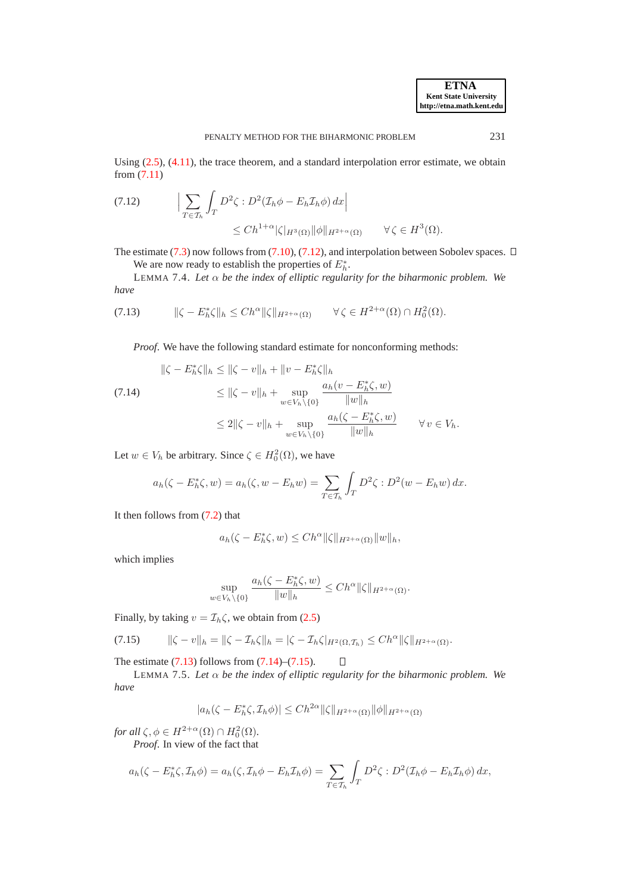Using (2.5), (4.11), the trace theorem, and a standard interpolation error estimate, we obtain from (7.11)

$$
\Big| \sum_{T\in\mathcal{T}_h} \int_T D^2\zeta : D^2(\mathcal{I}_h\phi - E_h\mathcal{I}_h\phi)\,dx \Big| \le Ch^{1+\alpha}|\zeta|_{H^3(\Omega)}\|\phi\|_{H^{2+\alpha}(\Omega)} \qquad \forall\,\zeta\in H^3(\Omega). \tag{7.12}
$$

The estimate (7.3) now follows from (7.10), (7.12), and interpolation between Sobolev spaces. □

We are now ready to establish the properties of $E_h^*$.

LEMMA 7.4. *Let $\alpha$ be the index of elliptic regularity for the biharmonic problem. We have*

$$
\|\zeta - E_h^*\zeta\|_h \le Ch^\alpha \|\zeta\|_{H^{2+\alpha}(\Omega)} \qquad \forall\,\zeta\in H^{2+\alpha}(\Omega)\cap H_0^2(\Omega). \tag{7.13}
$$

*Proof*. We have the following standard estimate for nonconforming methods:

$$
\begin{aligned}
\|\zeta - E_h^*\zeta\|_h &\le \|\zeta - v\|_h + \|v - E_h^*\zeta\|_h \\
&\le \|\zeta - v\|_h + \sup_{w\in V_h\setminus\{0\}} \frac{a_h(v - E_h^*\zeta, w)}{\|w\|_h} \\
&\le 2\|\zeta - v\|_h + \sup_{w\in V_h\setminus\{0\}} \frac{a_h(\zeta - E_h^*\zeta, w)}{\|w\|_h} \qquad \forall\, v\in V_h.
\end{aligned} \tag{7.14}
$$

Let $w\in V_h$ be arbitrary. Since $\zeta\in H_0^2(\Omega)$, we have

$$
a_h(\zeta - E_h^*\zeta, w) = a_h(\zeta, w - E_h w) = \sum_{T\in\mathcal{T}_h}\int_T D^2\zeta : D^2(w - E_h w)\,dx.
$$

It then follows from (7.2) that

$$
a_h(\zeta - E_h^*\zeta, w) \le Ch^\alpha\|\zeta\|_{H^{2+\alpha}(\Omega)}\|w\|_h,
$$

which implies

$$
\sup_{w\in V_h\setminus\{0\}} \frac{a_h(\zeta - E_h^*\zeta, w)}{\|w\|_h} \le Ch^\alpha\|\zeta\|_{H^{2+\alpha}(\Omega)}.
$$

Finally, by taking $v = \mathcal{I}_h\zeta$, we obtain from (2.5)

$$
\|\zeta - v\|_h = \|\zeta - \mathcal{I}_h\zeta\|_h = |\zeta - \mathcal{I}_h\zeta|_{H^2(\Omega,\mathcal{T}_h)} \le Ch^\alpha\|\zeta\|_{H^{2+\alpha}(\Omega)}. \tag{7.15}
$$

The estimate (7.13) follows from (7.14)–(7.15). □

LEMMA 7.5. *Let $\alpha$ be the index of elliptic regularity for the biharmonic problem. We have*

$$
|a_h(\zeta - E_h^*\zeta, \mathcal{I}_h\phi)| \le Ch^{2\alpha}\|\zeta\|_{H^{2+\alpha}(\Omega)}\|\phi\|_{H^{2+\alpha}(\Omega)}
$$

*for all $\zeta,\phi\in H^{2+\alpha}(\Omega)\cap H_0^2(\Omega)$.*

*Proof*. In view of the fact that

$$
a_h(\zeta - E_h^*\zeta, \mathcal{I}_h\phi) = a_h(\zeta, \mathcal{I}_h\phi - E_h\mathcal{I}_h\phi) = \sum_{T\in\mathcal{T}_h}\int_T D^2\zeta : D^2(\mathcal{I}_h\phi - E_h\mathcal{I}_h\phi)\,dx,
$$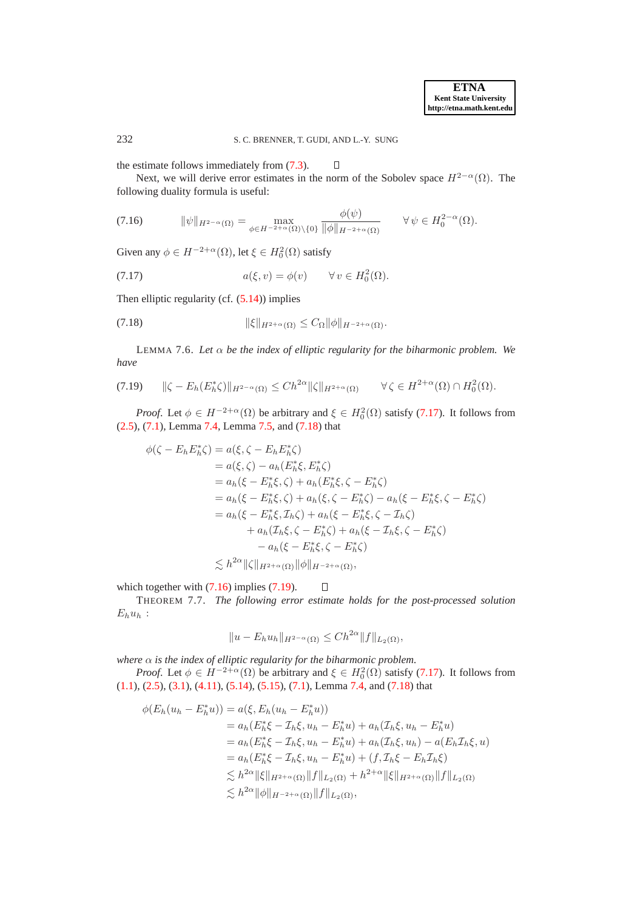the estimate follows immediately from (7.3). ∎

Next, we will derive error estimates in the norm of the Sobolev space $H^{2-\alpha}(\Omega)$. The following duality formula is useful:

$$\|\psi\|_{H^{2-\alpha}(\Omega)} = \max_{\phi \in H^{-2+\alpha}(\Omega)\setminus\{0\}} \frac{\phi(\psi)}{\|\phi\|_{H^{-2+\alpha}(\Omega)}} \qquad \forall\, \psi \in H_0^{2-\alpha}(\Omega). \tag{7.16}$$

Given any $\phi \in H^{-2+\alpha}(\Omega)$, let $\xi \in H_0^2(\Omega)$ satisfy

$$a(\xi, v) = \phi(v) \qquad \forall\, v \in H_0^2(\Omega). \tag{7.17}$$

Then elliptic regularity (cf. (5.14)) implies

$$\|\xi\|_{H^{2+\alpha}(\Omega)} \le C_\Omega \|\phi\|_{H^{-2+\alpha}(\Omega)}. \tag{7.18}$$

LEMMA 7.6. *Let $\alpha$ be the index of elliptic regularity for the biharmonic problem. We have*

$$\|\zeta - E_h(E_h^*\zeta)\|_{H^{2-\alpha}(\Omega)} \le Ch^{2\alpha}\|\zeta\|_{H^{2+\alpha}(\Omega)} \qquad \forall\, \zeta \in H^{2+\alpha}(\Omega) \cap H_0^2(\Omega). \tag{7.19}$$

*Proof.* Let $\phi \in H^{-2+\alpha}(\Omega)$ be arbitrary and $\xi \in H_0^2(\Omega)$ satisfy (7.17). It follows from (2.5), (7.1), Lemma 7.4, Lemma 7.5, and (7.18) that

$$\begin{aligned}
\phi(\zeta - E_h E_h^*\zeta) &= a(\xi, \zeta - E_h E_h^*\zeta) \\
&= a(\xi, \zeta) - a_h(E_h^*\xi, E_h^*\zeta) \\
&= a_h(\xi - E_h^*\xi, \zeta) + a_h(E_h^*\xi, \zeta - E_h^*\zeta) \\
&= a_h(\xi - E_h^*\xi, \zeta) + a_h(\xi, \zeta - E_h^*\zeta) - a_h(\xi - E_h^*\xi, \zeta - E_h^*\zeta) \\
&= a_h(\xi - E_h^*\xi, \mathcal{I}_h\zeta) + a_h(\xi - E_h^*\xi, \zeta - \mathcal{I}_h\zeta) \\
&\qquad + a_h(\mathcal{I}_h\xi, \zeta - E_h^*\zeta) + a_h(\xi - \mathcal{I}_h\xi, \zeta - E_h^*\zeta) \\
&\qquad - a_h(\xi - E_h^*\xi, \zeta - E_h^*\zeta) \\
&\lesssim h^{2\alpha}\|\zeta\|_{H^{2+\alpha}(\Omega)}\|\phi\|_{H^{-2+\alpha}(\Omega)},
\end{aligned}$$

which together with (7.16) implies (7.19). ∎

THEOREM 7.7. *The following error estimate holds for the post-processed solution $E_h u_h$ :*

$$\|u - E_h u_h\|_{H^{2-\alpha}(\Omega)} \le Ch^{2\alpha}\|f\|_{L_2(\Omega)},$$

*where $\alpha$ is the index of elliptic regularity for the biharmonic problem.*

*Proof.* Let $\phi \in H^{-2+\alpha}(\Omega)$ be arbitrary and $\xi \in H_0^2(\Omega)$ satisfy (7.17). It follows from (1.1), (2.5), (3.1), (4.11), (5.14), (5.15), (7.1), Lemma 7.4, and (7.18) that

$$\begin{aligned}
\phi(E_h(u_h - E_h^*u)) &= a(\xi, E_h(u_h - E_h^*u)) \\
&= a_h(E_h^*\xi - \mathcal{I}_h\xi, u_h - E_h^*u) + a_h(\mathcal{I}_h\xi, u_h - E_h^*u) \\
&= a_h(E_h^*\xi - \mathcal{I}_h\xi, u_h - E_h^*u) + a_h(\mathcal{I}_h\xi, u_h) - a(E_h\mathcal{I}_h\xi, u) \\
&= a_h(E_h^*\xi - \mathcal{I}_h\xi, u_h - E_h^*u) + (f, \mathcal{I}_h\xi - E_h\mathcal{I}_h\xi) \\
&\lesssim h^{2\alpha}\|\xi\|_{H^{2+\alpha}(\Omega)}\|f\|_{L_2(\Omega)} + h^{2+\alpha}\|\xi\|_{H^{2+\alpha}(\Omega)}\|f\|_{L_2(\Omega)} \\
&\lesssim h^{2\alpha}\|\phi\|_{H^{-2+\alpha}(\Omega)}\|f\|_{L_2(\Omega)},
\end{aligned}$$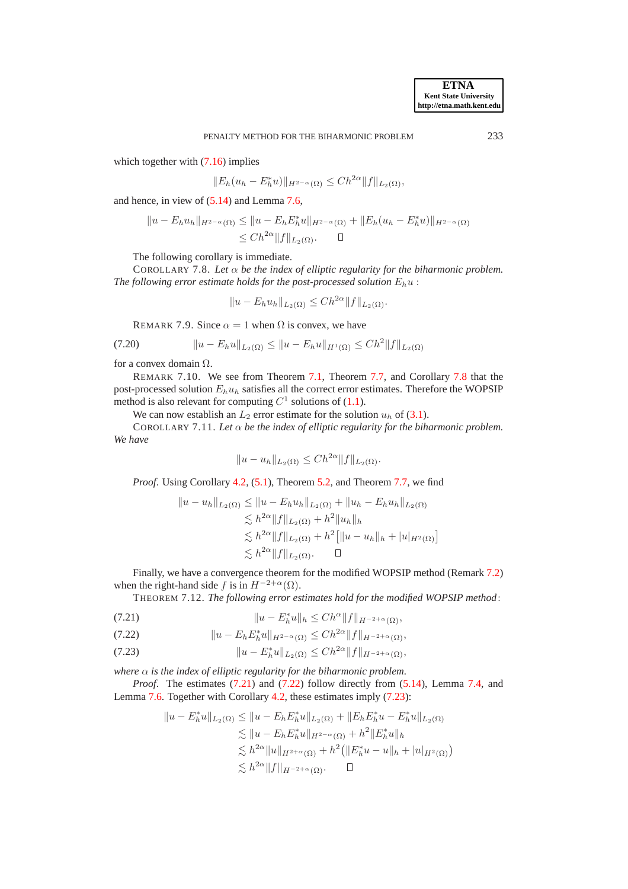which together with (7.16) implies

$$\|E_h(u_h - E_h^* u)\|_{H^{2-\alpha}(\Omega)} \le C h^{2\alpha} \|f\|_{L_2(\Omega)},$$

and hence, in view of (5.14) and Lemma 7.6,

$$\begin{aligned}\|u - E_h u_h\|_{H^{2-\alpha}(\Omega)} &\le \|u - E_h E_h^* u\|_{H^{2-\alpha}(\Omega)} + \|E_h(u_h - E_h^* u)\|_{H^{2-\alpha}(\Omega)} \\ &\le C h^{2\alpha} \|f\|_{L_2(\Omega)}. \qquad \square\end{aligned}$$

The following corollary is immediate.

COROLLARY 7.8. *Let $\alpha$ be the index of elliptic regularity for the biharmonic problem. The following error estimate holds for the post-processed solution $E_h u$ :*

$$\|u - E_h u_h\|_{L_2(\Omega)} \le C h^{2\alpha} \|f\|_{L_2(\Omega)}.$$

REMARK 7.9. Since $\alpha = 1$ when $\Omega$ is convex, we have

$$\|u - E_h u\|_{L_2(\Omega)} \le \|u - E_h u\|_{H^1(\Omega)} \le C h^2 \|f\|_{L_2(\Omega)} \tag{7.20}$$

for a convex domain $\Omega$.

REMARK 7.10. We see from Theorem 7.1, Theorem 7.7, and Corollary 7.8 that the post-processed solution $E_h u_h$ satisfies all the correct error estimates. Therefore the WOPSIP method is also relevant for computing $C^1$ solutions of (1.1).

We can now establish an $L_2$ error estimate for the solution $u_h$ of (3.1).

COROLLARY 7.11. *Let $\alpha$ be the index of elliptic regularity for the biharmonic problem. We have*

$$\|u - u_h\|_{L_2(\Omega)} \le C h^{2\alpha} \|f\|_{L_2(\Omega)}.$$

*Proof*. Using Corollary 4.2, (5.1), Theorem 5.2, and Theorem 7.7, we find

$$\begin{aligned}\|u - u_h\|_{L_2(\Omega)} &\le \|u - E_h u_h\|_{L_2(\Omega)} + \|u_h - E_h u_h\|_{L_2(\Omega)} \\ &\lesssim h^{2\alpha} \|f\|_{L_2(\Omega)} + h^2 \|u_h\|_h \\ &\lesssim h^{2\alpha} \|f\|_{L_2(\Omega)} + h^2 \big[\|u - u_h\|_h + |u|_{H^2(\Omega)}\big] \\ &\lesssim h^{2\alpha} \|f\|_{L_2(\Omega)}. \qquad \square\end{aligned}$$

Finally, we have a convergence theorem for the modified WOPSIP method (Remark 7.2) when the right-hand side $f$ is in $H^{-2+\alpha}(\Omega)$.

THEOREM 7.12. *The following error estimates hold for the modified WOPSIP method*:

$$\|u - E_h^* u\|_h \le C h^{\alpha} \|f\|_{H^{-2+\alpha}(\Omega)}, \tag{7.21}$$

$$\|u - E_h E_h^* u\|_{H^{2-\alpha}(\Omega)} \le C h^{2\alpha} \|f\|_{H^{-2+\alpha}(\Omega)}, \tag{7.22}$$

$$\|u - E_h^* u\|_{L_2(\Omega)} \le C h^{2\alpha} \|f\|_{H^{-2+\alpha}(\Omega)}, \tag{7.23}$$

*where $\alpha$ is the index of elliptic regularity for the biharmonic problem.*

*Proof*. The estimates (7.21) and (7.22) follow directly from (5.14), Lemma 7.4, and Lemma 7.6. Together with Corollary 4.2, these estimates imply (7.23):

$$\begin{aligned}\|u - E_h^* u\|_{L_2(\Omega)} &\le \|u - E_h E_h^* u\|_{L_2(\Omega)} + \|E_h E_h^* u - E_h^* u\|_{L_2(\Omega)} \\ &\lesssim \|u - E_h E_h^* u\|_{H^{2-\alpha}(\Omega)} + h^2 \|E_h^* u\|_h \\ &\lesssim h^{2\alpha} \|u\|_{H^{2+\alpha}(\Omega)} + h^2 \big(\|E_h^* u - u\|_h + |u|_{H^2(\Omega)}\big) \\ &\lesssim h^{2\alpha} \|f\|_{H^{-2+\alpha}(\Omega)}. \qquad \square\end{aligned}$$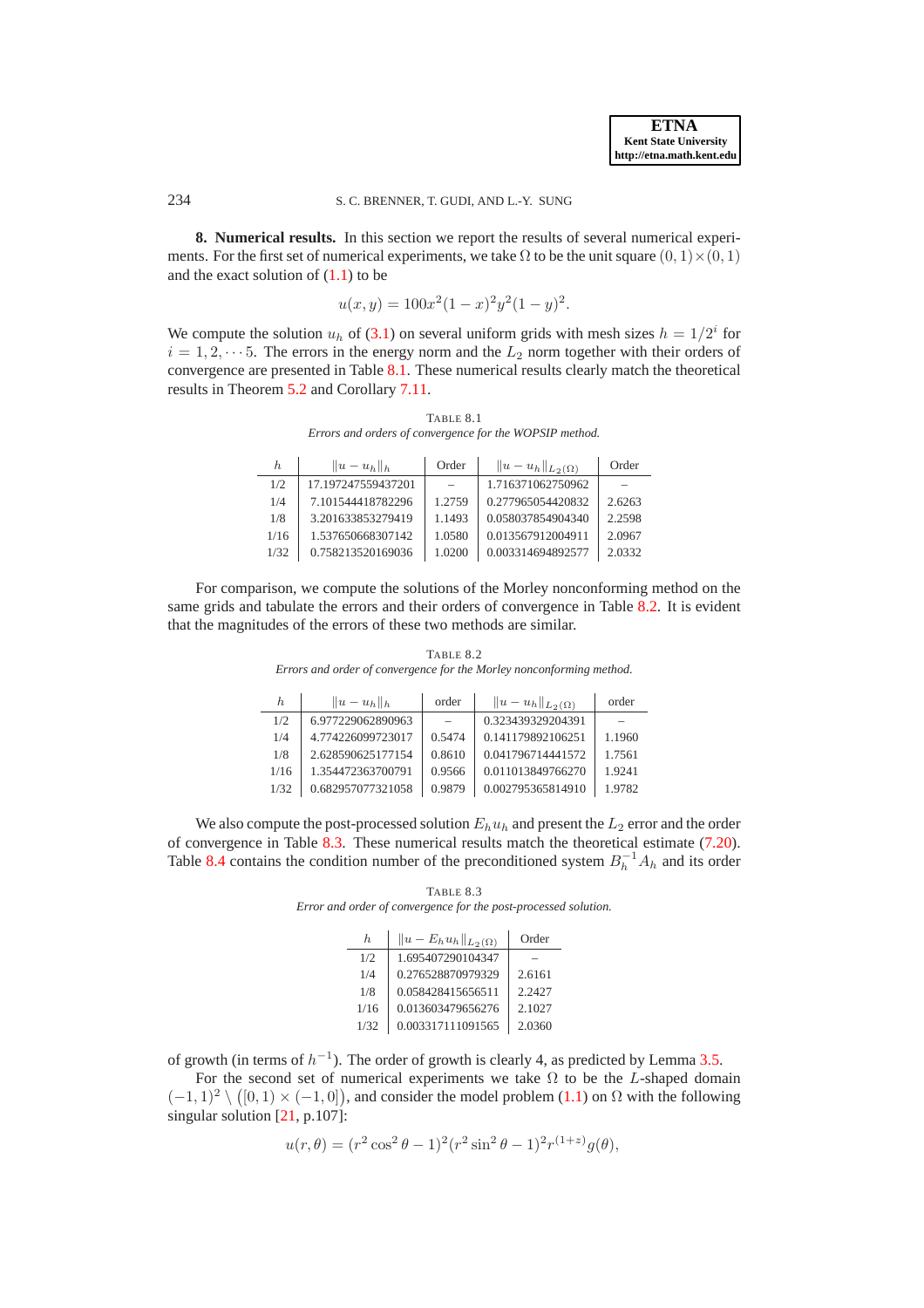**8. Numerical results.** In this section we report the results of several numerical experiments. For the first set of numerical experiments, we take $\Omega$ to be the unit square $(0,1)\times(0,1)$ and the exact solution of (1.1) to be

$$u(x,y) = 100x^2(1-x)^2y^2(1-y)^2.$$

We compute the solution $u_h$ of (3.1) on several uniform grids with mesh sizes $h = 1/2^i$ for $i = 1, 2, \cdots 5$. The errors in the energy norm and the $L_2$ norm together with their orders of convergence are presented in Table 8.1. These numerical results clearly match the theoretical results in Theorem 5.2 and Corollary 7.11.

TABLE 8.1
*Errors and orders of convergence for the WOPSIP method.*

| $h$ | $\|u-u_h\|_h$ | Order | $\|u-u_h\|_{L_2(\Omega)}$ | Order |
|---|---|---|---|---|
| 1/2 | 17.197247559437201 | – | 1.716371062750962 | – |
| 1/4 | 7.101544418782296 | 1.2759 | 0.277965054420832 | 2.6263 |
| 1/8 | 3.201633853279419 | 1.1493 | 0.058037854904340 | 2.2598 |
| 1/16 | 1.537650668307142 | 1.0580 | 0.013567912004911 | 2.0967 |
| 1/32 | 0.758213520169036 | 1.0200 | 0.003314694892577 | 2.0332 |

For comparison, we compute the solutions of the Morley nonconforming method on the same grids and tabulate the errors and their orders of convergence in Table 8.2. It is evident that the magnitudes of the errors of these two methods are similar.

TABLE 8.2
*Errors and order of convergence for the Morley nonconforming method.*

| $h$ | $\|u-u_h\|_h$ | order | $\|u-u_h\|_{L_2(\Omega)}$ | order |
|---|---|---|---|---|
| 1/2 | 6.977229062890963 | – | 0.323439329204391 | – |
| 1/4 | 4.774226099723017 | 0.5474 | 0.141179892106251 | 1.1960 |
| 1/8 | 2.628590625177154 | 0.8610 | 0.041796714441572 | 1.7561 |
| 1/16 | 1.354472363700791 | 0.9566 | 0.011013849766270 | 1.9241 |
| 1/32 | 0.682957077321058 | 0.9879 | 0.002795365814910 | 1.9782 |

We also compute the post-processed solution $E_hu_h$ and present the $L_2$ error and the order of convergence in Table 8.3. These numerical results match the theoretical estimate (7.20). Table 8.4 contains the condition number of the preconditioned system $B_h^{-1}A_h$ and its order of growth (in terms of $h^{-1}$). The order of growth is clearly 4, as predicted by Lemma 3.5.

TABLE 8.3
*Error and order of convergence for the post-processed solution.*

| $h$ | $\|u-E_hu_h\|_{L_2(\Omega)}$ | Order |
|---|---|---|
| 1/2 | 1.695407290104347 | – |
| 1/4 | 0.276528870979329 | 2.6161 |
| 1/8 | 0.058428415656511 | 2.2427 |
| 1/16 | 0.013603479656276 | 2.1027 |
| 1/32 | 0.003317111091565 | 2.0360 |

For the second set of numerical experiments we take $\Omega$ to be the $L$-shaped domain $(-1,1)^2 \setminus \big([0,1)\times(-1,0]\big)$, and consider the model problem (1.1) on $\Omega$ with the following singular solution [21, p.107]:

$$u(r,\theta) = (r^2\cos^2\theta - 1)^2(r^2\sin^2\theta - 1)^2 r^{(1+z)} g(\theta),$$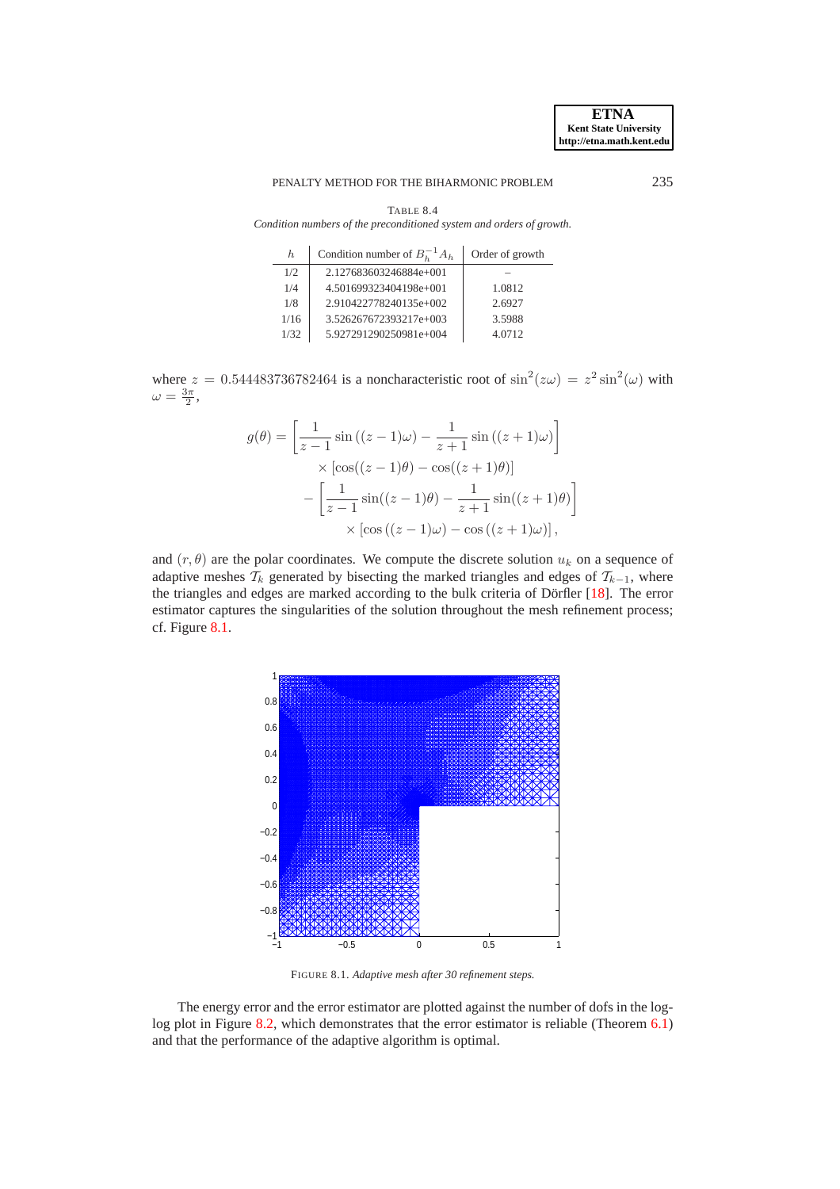TABLE 8.4
*Condition numbers of the preconditioned system and orders of growth.*

| $h$ | Condition number of $B_h^{-1}A_h$ | Order of growth |
|---|---|---|
| 1/2 | 2.127683603246884e+001 | – |
| 1/4 | 4.501699323404198e+001 | 1.0812 |
| 1/8 | 2.910422778240135e+002 | 2.6927 |
| 1/16 | 3.526267672393217e+003 | 3.5988 |
| 1/32 | 5.927291290250981e+004 | 4.0712 |

where $z = 0.544483736782464$ is a noncharacteristic root of $\sin^2(z\omega) = z^2 \sin^2(\omega)$ with $\omega = \frac{3\pi}{2}$,

$$
\begin{aligned}
g(\theta) = &\left[\frac{1}{z-1}\sin\left((z-1)\omega\right) - \frac{1}{z+1}\sin\left((z+1)\omega\right)\right] \\
&\times \left[\cos((z-1)\theta) - \cos((z+1)\theta)\right] \\
&- \left[\frac{1}{z-1}\sin((z-1)\theta) - \frac{1}{z+1}\sin((z+1)\theta)\right] \\
&\times \left[\cos\left((z-1)\omega\right) - \cos\left((z+1)\omega\right)\right],
\end{aligned}
$$

and $(r, \theta)$ are the polar coordinates. We compute the discrete solution $u_k$ on a sequence of adaptive meshes $\mathcal{T}_k$ generated by bisecting the marked triangles and edges of $\mathcal{T}_{k-1}$, where the triangles and edges are marked according to the bulk criteria of Dörfler [18]. The error estimator captures the singularities of the solution throughout the mesh refinement process; cf. Figure 8.1.

FIGURE 8.1. *Adaptive mesh after 30 refinement steps.*

The energy error and the error estimator are plotted against the number of dofs in the log-log plot in Figure 8.2, which demonstrates that the error estimator is reliable (Theorem 6.1) and that the performance of the adaptive algorithm is optimal.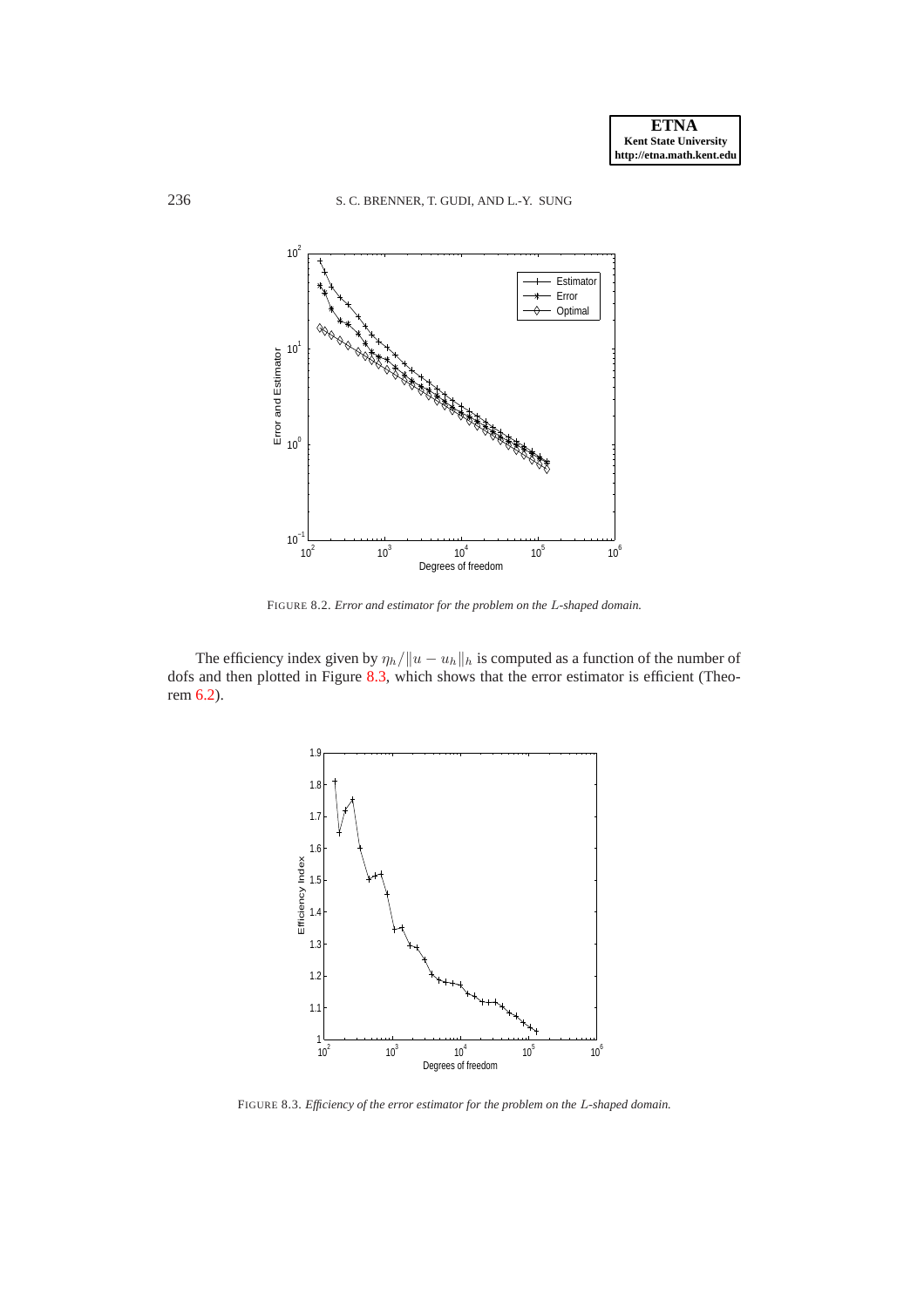FIGURE 8.2. *Error and estimator for the problem on the $L$-shaped domain.*

The efficiency index given by $\eta_h/\|u-u_h\|_h$ is computed as a function of the number of dofs and then plotted in Figure 8.3, which shows that the error estimator is efficient (Theorem 6.2).

FIGURE 8.3. *Efficiency of the error estimator for the problem on the $L$-shaped domain.*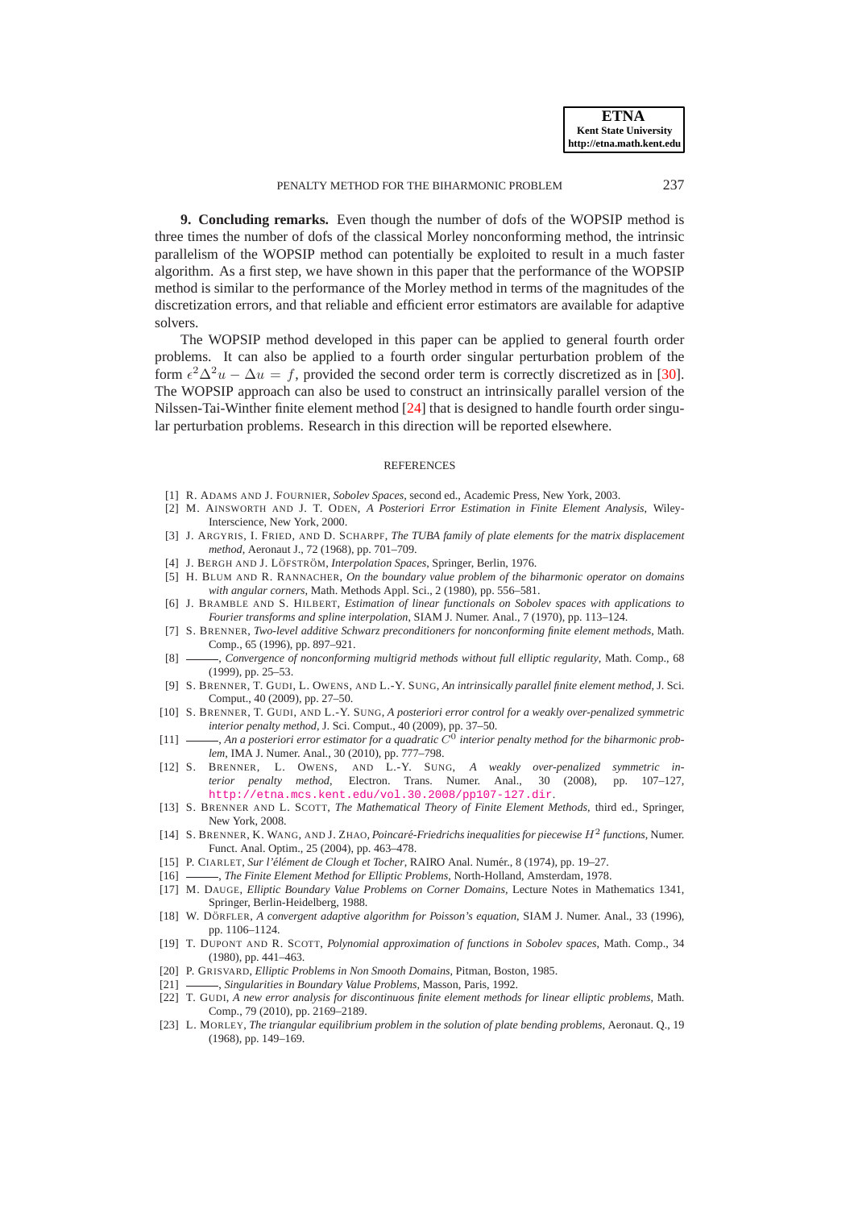**9. Concluding remarks.** Even though the number of dofs of the WOPSIP method is three times the number of dofs of the classical Morley nonconforming method, the intrinsic parallelism of the WOPSIP method can potentially be exploited to result in a much faster algorithm. As a first step, we have shown in this paper that the performance of the WOPSIP method is similar to the performance of the Morley method in terms of the magnitudes of the discretization errors, and that reliable and efficient error estimators are available for adaptive solvers.

The WOPSIP method developed in this paper can be applied to general fourth order problems. It can also be applied to a fourth order singular perturbation problem of the form $\epsilon^2\Delta^2 u - \Delta u = f$, provided the second order term is correctly discretized as in [30]. The WOPSIP approach can also be used to construct an intrinsically parallel version of the Nilssen-Tai-Winther finite element method [24] that is designed to handle fourth order singular perturbation problems. Research in this direction will be reported elsewhere.

REFERENCES

- [1] R. Adams and J. Fournier, *Sobolev Spaces*, second ed., Academic Press, New York, 2003.
- [2] M. Ainsworth and J. T. Oden, *A Posteriori Error Estimation in Finite Element Analysis*, Wiley-Interscience, New York, 2000.
- [3] J. Argyris, I. Fried, and D. Scharpf, *The TUBA family of plate elements for the matrix displacement method*, Aeronaut J., 72 (1968), pp. 701–709.
- [4] J. Bergh and J. Löfström, *Interpolation Spaces*, Springer, Berlin, 1976.
- [5] H. Blum and R. Rannacher, *On the boundary value problem of the biharmonic operator on domains with angular corners*, Math. Methods Appl. Sci., 2 (1980), pp. 556–581.
- [6] J. Bramble and S. Hilbert, *Estimation of linear functionals on Sobolev spaces with applications to Fourier transforms and spline interpolation*, SIAM J. Numer. Anal., 7 (1970), pp. 113–124.
- [7] S. Brenner, *Two-level additive Schwarz preconditioners for nonconforming finite element methods*, Math. Comp., 65 (1996), pp. 897–921.
- [8] ———, *Convergence of nonconforming multigrid methods without full elliptic regularity*, Math. Comp., 68 (1999), pp. 25–53.
- [9] S. Brenner, T. Gudi, L. Owens, and L.-Y. Sung, *An intrinsically parallel finite element method*, J. Sci. Comput., 40 (2009), pp. 27–50.
- [10] S. Brenner, T. Gudi, and L.-Y. Sung, *A posteriori error control for a weakly over-penalized symmetric interior penalty method*, J. Sci. Comput., 40 (2009), pp. 37–50.
- [11] ———, *An a posteriori error estimator for a quadratic $C^0$ interior penalty method for the biharmonic problem*, IMA J. Numer. Anal., 30 (2010), pp. 777–798.
- [12] S. Brenner, L. Owens, and L.-Y. Sung, *A weakly over-penalized symmetric interior penalty method*, Electron. Trans. Numer. Anal., 30 (2008), pp. 107–127, http://etna.mcs.kent.edu/vol.30.2008/pp107-127.dir.
- [13] S. Brenner and L. Scott, *The Mathematical Theory of Finite Element Methods*, third ed., Springer, New York, 2008.
- [14] S. Brenner, K. Wang, and J. Zhao, *Poincaré-Friedrichs inequalities for piecewise $H^2$ functions*, Numer. Funct. Anal. Optim., 25 (2004), pp. 463–478.
- [15] P. Ciarlet, *Sur l'élément de Clough et Tocher*, RAIRO Anal. Numér., 8 (1974), pp. 19–27.
- [16] ———, *The Finite Element Method for Elliptic Problems*, North-Holland, Amsterdam, 1978.
- [17] M. Dauge, *Elliptic Boundary Value Problems on Corner Domains*, Lecture Notes in Mathematics 1341, Springer, Berlin-Heidelberg, 1988.
- [18] W. Dörfler, *A convergent adaptive algorithm for Poisson's equation*, SIAM J. Numer. Anal., 33 (1996), pp. 1106–1124.
- [19] T. Dupont and R. Scott, *Polynomial approximation of functions in Sobolev spaces*, Math. Comp., 34 (1980), pp. 441–463.
- [20] P. Grisvard, *Elliptic Problems in Non Smooth Domains*, Pitman, Boston, 1985.
- [21] ———, *Singularities in Boundary Value Problems*, Masson, Paris, 1992.
- [22] T. Gudi, *A new error analysis for discontinuous finite element methods for linear elliptic problems*, Math. Comp., 79 (2010), pp. 2169–2189.
- [23] L. Morley, *The triangular equilibrium problem in the solution of plate bending problems*, Aeronaut. Q., 19 (1968), pp. 149–169.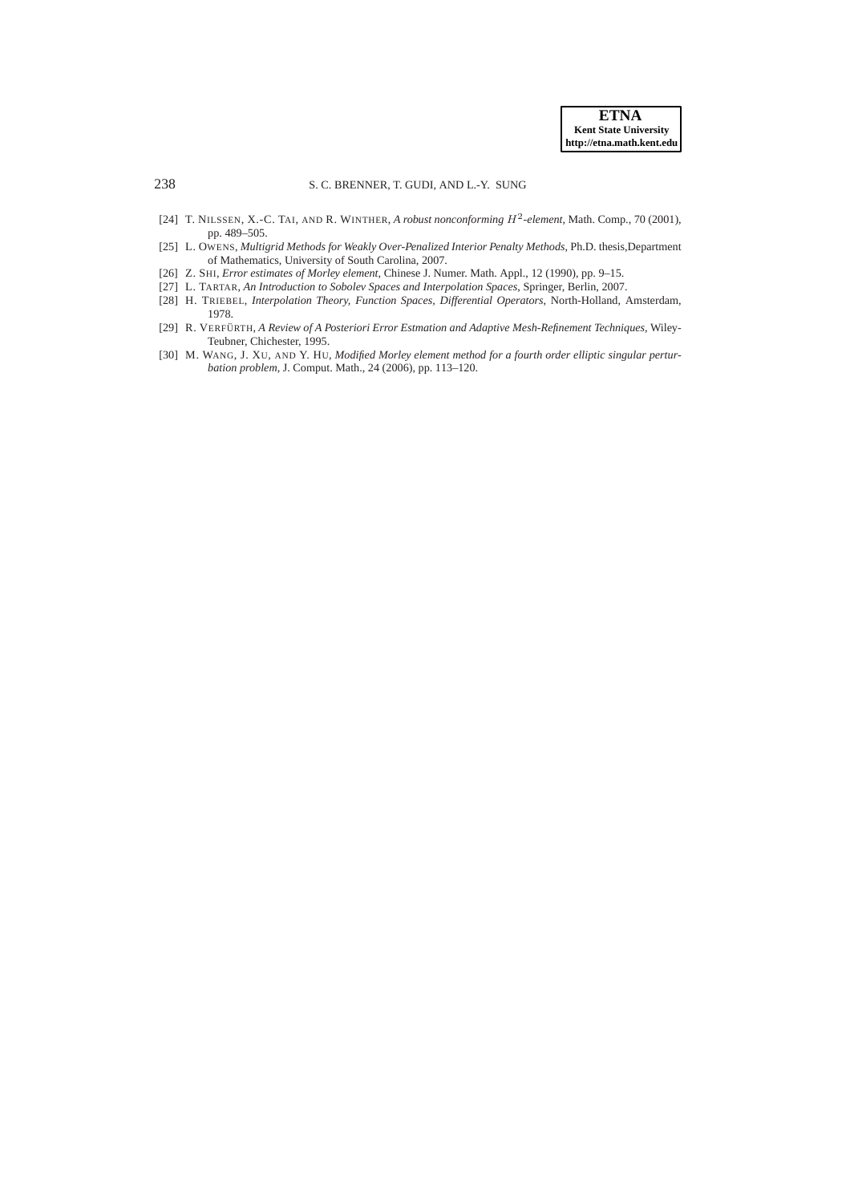[24] T. Nilssen, X.-C. Tai, and R. Winther, *A robust nonconforming $H^2$-element*, Math. Comp., 70 (2001), pp. 489–505.

[25] L. Owens, *Multigrid Methods for Weakly Over-Penalized Interior Penalty Methods*, Ph.D. thesis,Department of Mathematics, University of South Carolina, 2007.

[26] Z. Shi, *Error estimates of Morley element*, Chinese J. Numer. Math. Appl., 12 (1990), pp. 9–15.

[27] L. Tartar, *An Introduction to Sobolev Spaces and Interpolation Spaces*, Springer, Berlin, 2007.

[28] H. Triebel, *Interpolation Theory, Function Spaces, Differential Operators*, North-Holland, Amsterdam, 1978.

[29] R. Verfürth, *A Review of A Posteriori Error Estmation and Adaptive Mesh-Refinement Techniques*, Wiley-Teubner, Chichester, 1995.

[30] M. Wang, J. Xu, and Y. Hu, *Modified Morley element method for a fourth order elliptic singular perturbation problem*, J. Comput. Math., 24 (2006), pp. 113–120.